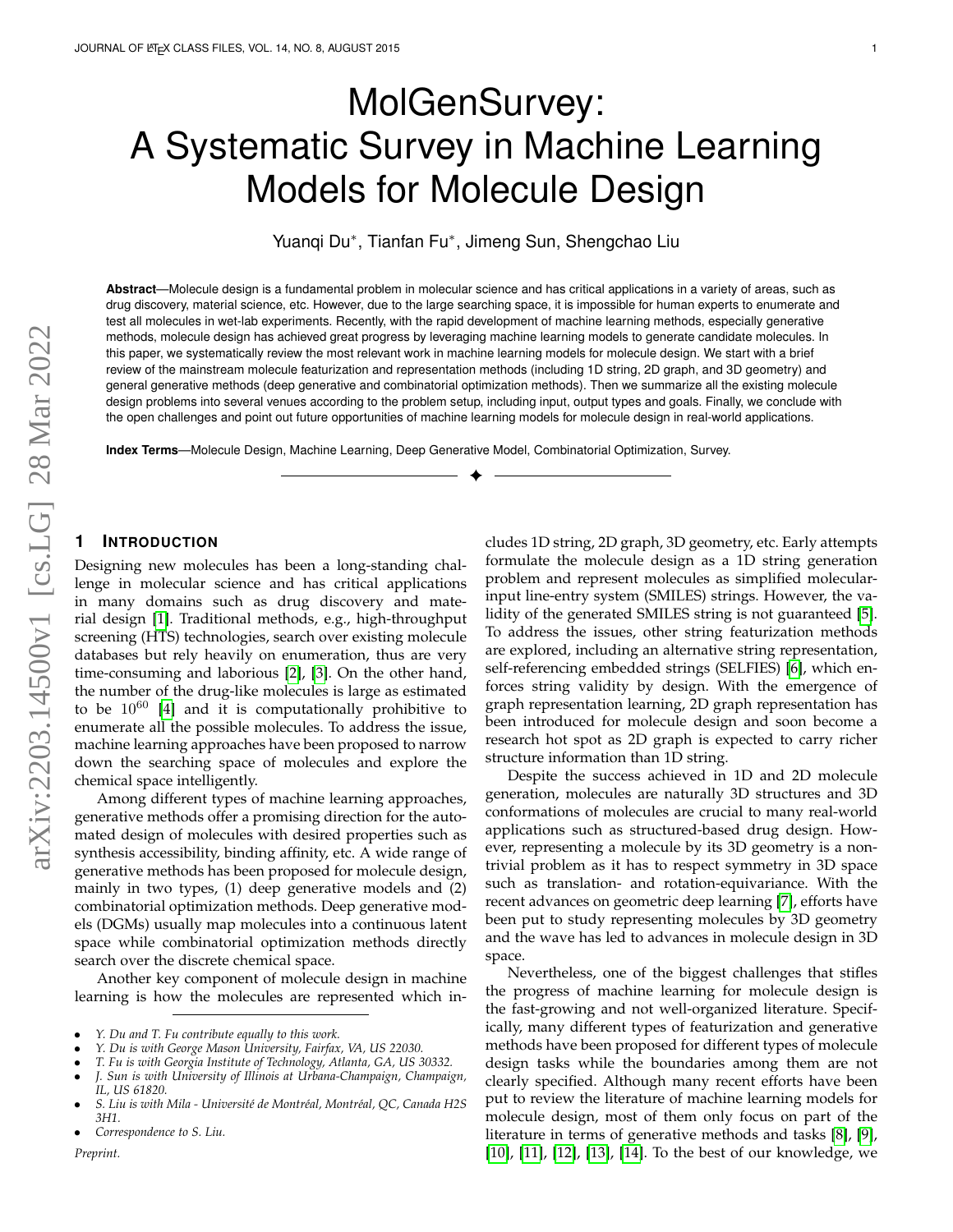# MolGenSurvey: A Systematic Survey in Machine Learning Models for Molecule Design

Yuanqi Du*, Tianfan Fu*, Jimeng Sun, Shengchao Liu

**Abstract**—Molecule design is a fundamental problem in molecular science and has critical applications in a variety of areas, such as drug discovery, material science, etc. However, due to the large searching space, it is impossible for human experts to enumerate and test all molecules in wet-lab experiments. Recently, with the rapid development of machine learning methods, especially generative methods, molecule design has achieved great progress by leveraging machine learning models to generate candidate molecules. In this paper, we systematically review the most relevant work in machine learning models for molecule design. We start with a brief review of the mainstream molecule featurization and representation methods (including 1D string, 2D graph, and 3D geometry) and general generative methods (deep generative and combinatorial optimization methods). Then we summarize all the existing molecule design problems into several venues according to the problem setup, including input, output types and goals. Finally, we conclude with the open challenges and point out future opportunities of machine learning models for molecule design in real-world applications.

**Index Terms**—Molecule Design, Machine Learning, Deep Generative Model, Combinatorial Optimization, Survey.

## 1 Introduction

Designing new molecules has been a long-standing challenge in molecular science and has critical applications in many domains such as drug discovery and material design [1]. Traditional methods, e.g., high-throughput screening (HTS) technologies, search over existing molecule databases but rely heavily on enumeration, thus are very time-consuming and laborious [2], [3]. On the other hand, the number of the drug-like molecules is large as estimated to be $10^{60}$ [4] and it is computationally prohibitive to enumerate all the possible molecules. To address the issue, machine learning approaches have been proposed to narrow down the searching space of molecules and explore the chemical space intelligently.

Among different types of machine learning approaches, generative methods offer a promising direction for the automated design of molecules with desired properties such as synthesis accessibility, binding affinity, etc. A wide range of generative methods has been proposed for molecule design, mainly in two types, (1) deep generative models and (2) combinatorial optimization methods. Deep generative models (DGMs) usually map molecules into a continuous latent space while combinatorial optimization methods directly search over the discrete chemical space.

Another key component of molecule design in machine learning is how the molecules are represented which includes 1D string, 2D graph, 3D geometry, etc. Early attempts formulate the molecule design as a 1D string generation problem and represent molecules as simplified molecular-input line-entry system (SMILES) strings. However, the validity of the generated SMILES string is not guaranteed [5]. To address the issues, other string featurization methods are explored, including an alternative string representation, self-referencing embedded strings (SELFIES) [6], which enforces string validity by design. With the emergence of graph representation learning, 2D graph representation has been introduced for molecule design and soon become a research hot spot as 2D graph is expected to carry richer structure information than 1D string.

Despite the success achieved in 1D and 2D molecule generation, molecules are naturally 3D structures and 3D conformations of molecules are crucial to many real-world applications such as structured-based drug design. However, representing a molecule by its 3D geometry is a non-trivial problem as it has to respect symmetry in 3D space such as translation- and rotation-equivariance. With the recent advances on geometric deep learning [7], efforts have been put to study representing molecules by 3D geometry and the wave has led to advances in molecule design in 3D space.

Nevertheless, one of the biggest challenges that stifles the progress of machine learning for molecule design is the fast-growing and not well-organized literature. Specifically, many different types of featurization and generative methods have been proposed for different types of molecule design tasks while the boundaries among them are not clearly specified. Although many recent efforts have been put to review the literature of machine learning models for molecule design, most of them only focus on part of the literature in terms of generative methods and tasks [8], [9], [10], [11], [12], [13], [14]. To the best of our knowledge, we

- *Y. Du and T. Fu contribute equally to this work.*
- *Y. Du is with George Mason University, Fairfax, VA, US 22030.*
- *T. Fu is with Georgia Institute of Technology, Atlanta, GA, US 30332.*
- *J. Sun is with University of Illinois at Urbana-Champaign, Champaign, IL, US 61820.*
- *S. Liu is with Mila - Université de Montréal, Montréal, QC, Canada H2S 3H1.*
- *Correspondence to S. Liu.*

*Preprint.*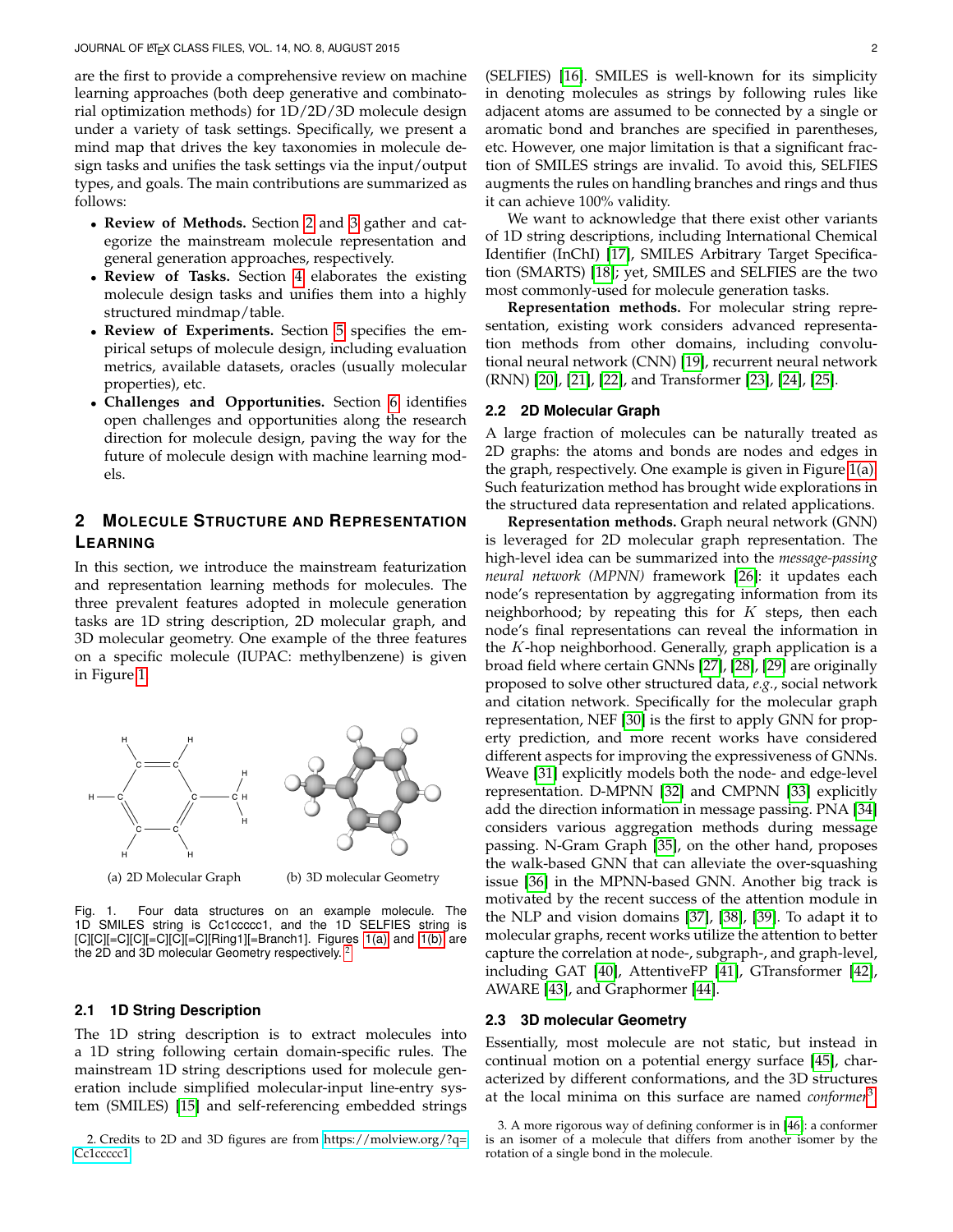are the first to provide a comprehensive review on machine learning approaches (both deep generative and combinatorial optimization methods) for 1D/2D/3D molecule design under a variety of task settings. Specifically, we present a mind map that drives the key taxonomies in molecule design tasks and unifies the task settings via the input/output types, and goals. The main contributions are summarized as follows:

- **Review of Methods.** Section 2 and 3 gather and categorize the mainstream molecule representation and general generation approaches, respectively.
- **Review of Tasks.** Section 4 elaborates the existing molecule design tasks and unifies them into a highly structured mindmap/table.
- **Review of Experiments.** Section 5 specifies the empirical setups of molecule design, including evaluation metrics, available datasets, oracles (usually molecular properties), etc.
- **Challenges and Opportunities.** Section 6 identifies open challenges and opportunities along the research direction for molecule design, paving the way for the future of molecule design with machine learning models.

## 2 Molecule Structure and Representation Learning

In this section, we introduce the mainstream featurization and representation learning methods for molecules. The three prevalent features adopted in molecule generation tasks are 1D string description, 2D molecular graph, and 3D molecular geometry. One example of the three features on a specific molecule (IUPAC: methylbenzene) is given in Figure 1.

(a) 2D Molecular Graph (b) 3D molecular Geometry

Fig. 1. Four data structures on an example molecule. The 1D SMILES string is Cc1ccccc1, and the 1D SELFIES string is [C][C][=C][C][=C][C][=C][Ring1][=Branch1]. Figures 1(a) and 1(b) are the 2D and 3D molecular Geometry respectively. [2]

### 2.1 1D String Description

The 1D string description is to extract molecules into a 1D string following certain domain-specific rules. The mainstream 1D string descriptions used for molecule generation include simplified molecular-input line-entry system (SMILES) [15] and self-referencing embedded strings (SELFIES) [16]. SMILES is well-known for its simplicity in denoting molecules as strings by following rules like adjacent atoms are assumed to be connected by a single or aromatic bond and branches are specified in parentheses, etc. However, one major limitation is that a significant fraction of SMILES strings are invalid. To avoid this, SELFIES augments the rules on handling branches and rings and thus it can achieve 100% validity.

We want to acknowledge that there exist other variants of 1D string descriptions, including International Chemical Identifier (InChI) [17], SMILES Arbitrary Target Specification (SMARTS) [18]; yet, SMILES and SELFIES are the two most commonly-used for molecule generation tasks.

**Representation methods.** For molecular string representation, existing work considers advanced representation methods from other domains, including convolutional neural network (CNN) [19], recurrent neural network (RNN) [20], [21], [22], and Transformer [23], [24], [25].

### 2.2 2D Molecular Graph

A large fraction of molecules can be naturally treated as 2D graphs: the atoms and bonds are nodes and edges in the graph, respectively. One example is given in Figure 1(a). Such featurization method has brought wide explorations in the structured data representation and related applications.

**Representation methods.** Graph neural network (GNN) is leveraged for 2D molecular graph representation. The high-level idea can be summarized into the *message-passing neural network (MPNN)* framework [26]: it updates each node's representation by aggregating information from its neighborhood; by repeating this for $K$ steps, then each node's final representations can reveal the information in the $K$-hop neighborhood. Generally, graph application is a broad field where certain GNNs [27], [28], [29] are originally proposed to solve other structured data, *e.g.*, social network and citation network. Specifically for the molecular graph representation, NEF [30] is the first to apply GNN for property prediction, and more recent works have considered different aspects for improving the expressiveness of GNNs. Weave [31] explicitly models both the node- and edge-level representation. D-MPNN [32] and CMPNN [33] explicitly add the direction information in message passing. PNA [34] considers various aggregation methods during message passing. N-Gram Graph [35], on the other hand, proposes the walk-based GNN that can alleviate the over-squashing issue [36] in the MPNN-based GNN. Another big track is motivated by the recent success of the attention module in the NLP and vision domains [37], [38], [39]. To adapt it to molecular graphs, recent works utilize the attention to better capture the correlation at node-, subgraph-, and graph-level, including GAT [40], AttentiveFP [41], GTransformer [42], AWARE [43], and Graphormer [44].

### 2.3 3D molecular Geometry

Essentially, most molecule are not static, but instead in continual motion on a potential energy surface [45], characterized by different conformations, and the 3D structures at the local minima on this surface are named *conformer* [3].

2. Credits to 2D and 3D figures are from https://molview.org/?q=Cc1ccccc1

3. A more rigorous way of defining conformer is in [46]: a conformer is an isomer of a molecule that differs from another isomer by the rotation of a single bond in the molecule.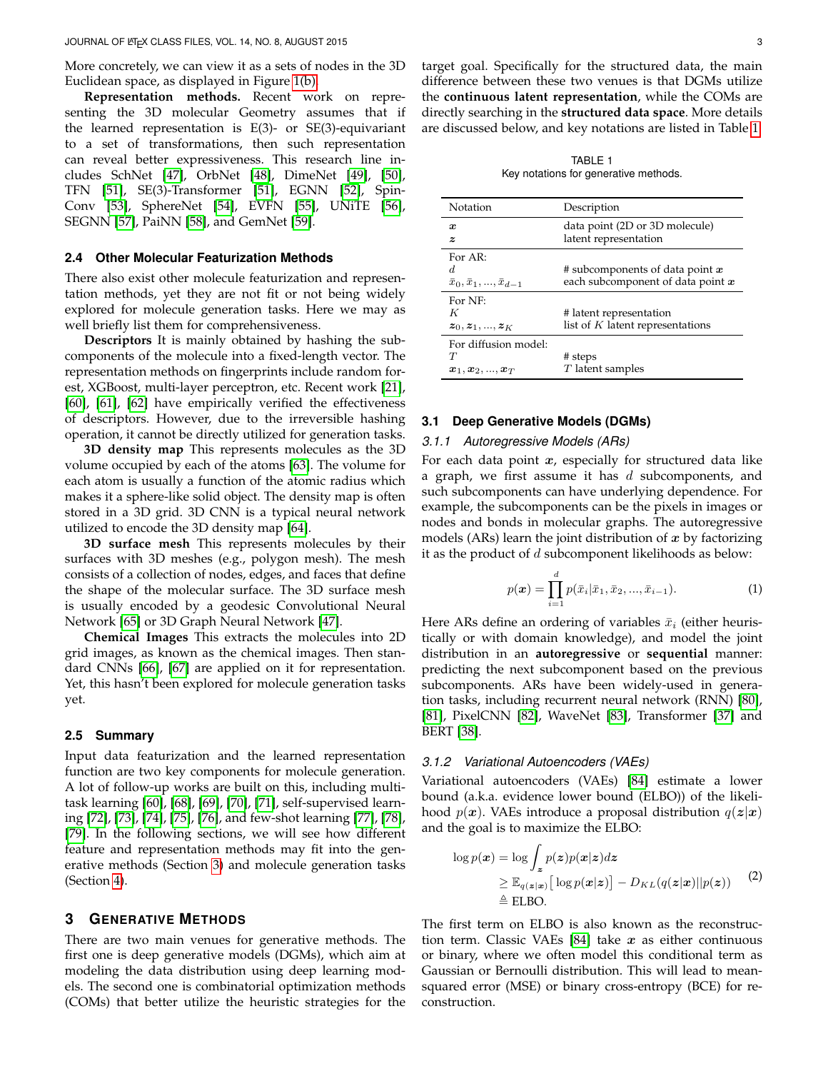More concretely, we can view it as a sets of nodes in the 3D Euclidean space, as displayed in Figure 1(b).

**Representation methods.** Recent work on representing the 3D molecular Geometry assumes that if the learned representation is E(3)- or SE(3)-equivariant to a set of transformations, then such representation can reveal better expressiveness. This research line includes SchNet [47], OrbNet [48], DimeNet [49], [50], TFN [51], SE(3)-Transformer [51], EGNN [52], SpinConv [53], SphereNet [54], EVFN [55], UNiTE [56], SEGNN [57], PaiNN [58], and GemNet [59].

### 2.4 Other Molecular Featurization Methods

There also exist other molecule featurization and representation methods, yet they are not fit or not being widely explored for molecule generation tasks. Here we may as well briefly list them for comprehensiveness.

**Descriptors** It is mainly obtained by hashing the subcomponents of the molecule into a fixed-length vector. The representation methods on fingerprints include random forest, XGBoost, multi-layer perceptron, etc. Recent work [21], [60], [61], [62] have empirically verified the effectiveness of descriptors. However, due to the irreversible hashing operation, it cannot be directly utilized for generation tasks.

**3D density map** This represents molecules as the 3D volume occupied by each of the atoms [63]. The volume for each atom is usually a function of the atomic radius which makes it a sphere-like solid object. The density map is often stored in a 3D grid. 3D CNN is a typical neural network utilized to encode the 3D density map [64].

**3D surface mesh** This represents molecules by their surfaces with 3D meshes (e.g., polygon mesh). The mesh consists of a collection of nodes, edges, and faces that define the shape of the molecular surface. The 3D surface mesh is usually encoded by a geodesic Convolutional Neural Network [65] or 3D Graph Neural Network [47].

**Chemical Images** This extracts the molecules into 2D grid images, as known as the chemical images. Then standard CNNs [66], [67] are applied on it for representation. Yet, this hasn't been explored for molecule generation tasks yet.

### 2.5 Summary

Input data featurization and the learned representation function are two key components for molecule generation. A lot of follow-up works are built on this, including multi-task learning [60], [68], [69], [70], [71], self-supervised learning [72], [73], [74], [75], [76], and few-shot learning [77], [78], [79]. In the following sections, we will see how different feature and representation methods may fit into the generative methods (Section 3) and molecule generation tasks (Section 4).

## 3 Generative Methods

There are two main venues for generative methods. The first one is deep generative models (DGMs), which aim at modeling the data distribution using deep learning models. The second one is combinatorial optimization methods (COMs) that better utilize the heuristic strategies for the target goal. Specifically for the structured data, the main difference between these two venues is that DGMs utilize the **continuous latent representation**, while the COMs are directly searching in the **structured data space**. More details are discussed below, and key notations are listed in Table 1.

TABLE 1
Key notations for generative methods.

| Notation | Description |
|---|---|
| $\boldsymbol{x}$ | data point (2D or 3D molecule) |
| $\boldsymbol{z}$ | latent representation |
| For AR: | |
| $d$ | # subcomponents of data point $\boldsymbol{x}$ |
| $\bar{x}_0, \bar{x}_1, ..., \bar{x}_{d-1}$ | each subcomponent of data point $\boldsymbol{x}$ |
| For NF: | |
| $K$ | # latent representation |
| $\boldsymbol{z}_0, \boldsymbol{z}_1, ..., \boldsymbol{z}_K$ | list of $K$ latent representations |
| For diffusion model: | |
| $T$ | # steps |
| $\boldsymbol{x}_1, \boldsymbol{x}_2, ..., \boldsymbol{x}_T$ | $T$ latent samples |

### 3.1 Deep Generative Models (DGMs)

#### 3.1.1 Autoregressive Models (ARs)

For each data point $\boldsymbol{x}$, especially for structured data like a graph, we first assume it has $d$ subcomponents, and such subcomponents can have underlying dependence. For example, the subcomponents can be the pixels in images or nodes and bonds in molecular graphs. The autoregressive models (ARs) learn the joint distribution of $\boldsymbol{x}$ by factorizing it as the product of $d$ subcomponent likelihoods as below:

$$p(\boldsymbol{x}) = \prod_{i=1}^{d} p(\bar{x}_i | \bar{x}_1, \bar{x}_2, ..., \bar{x}_{i-1}). \tag{1}$$

Here ARs define an ordering of variables $\bar{x}_i$ (either heuristically or with domain knowledge), and model the joint distribution in an **autoregressive** or **sequential** manner: predicting the next subcomponent based on the previous subcomponents. ARs have been widely-used in generation tasks, including recurrent neural network (RNN) [80], [81], PixelCNN [82], WaveNet [83], Transformer [37] and BERT [38].

#### 3.1.2 Variational Autoencoders (VAEs)

Variational autoencoders (VAEs) [84] estimate a lower bound (a.k.a. evidence lower bound (ELBO)) of the likelihood $p(\boldsymbol{x})$. VAEs introduce a proposal distribution $q(\boldsymbol{z}|\boldsymbol{x})$ and the goal is to maximize the ELBO:

$$\begin{aligned} \log p(\boldsymbol{x}) &= \log \int_{\boldsymbol{z}} p(\boldsymbol{z}) p(\boldsymbol{x}|\boldsymbol{z}) d\boldsymbol{z} \\ &\geq \mathbb{E}_{q(\boldsymbol{z}|\boldsymbol{x})} \big[ \log p(\boldsymbol{x}|\boldsymbol{z}) \big] - D_{KL}(q(\boldsymbol{z}|\boldsymbol{x}) || p(\boldsymbol{z})) \\ &\triangleq \text{ELBO}. \end{aligned} \tag{2}$$

The first term on ELBO is also known as the reconstruction term. Classic VAEs [84] take $\boldsymbol{x}$ as either continuous or binary, where we often model this conditional term as Gaussian or Bernoulli distribution. This will lead to mean-squared error (MSE) or binary cross-entropy (BCE) for reconstruction.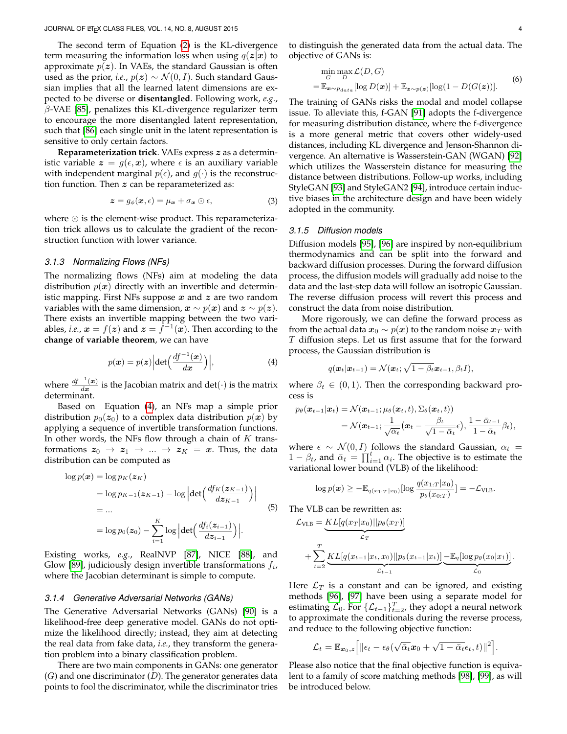The second term of Equation (2) is the KL-divergence term measuring the information loss when using $q(\boldsymbol{z}|\boldsymbol{x})$ to approximate $p(\boldsymbol{z})$. In VAEs, the standard Gaussian is often used as the prior, *i.e.*, $p(\boldsymbol{z}) \sim \mathcal{N}(0, I)$. Such standard Gaussian implies that all the learned latent dimensions are expected to be diverse or **disentangled**. Following work, *e.g.*, $\beta$-VAE [85], penalizes this KL-divergence regularizer term to encourage the more disentangled latent representation, such that [86] each single unit in the latent representation is sensitive to only certain factors.

**Reparameterization trick**. VAEs express $\boldsymbol{z}$ as a deterministic variable $\boldsymbol{z} = g(\epsilon, \boldsymbol{x})$, where $\epsilon$ is an auxiliary variable with independent marginal $p(\epsilon)$, and $g(\cdot)$ is the reconstruction function. Then $\boldsymbol{z}$ can be reparameterized as:

$$\boldsymbol{z} = g_\phi(\boldsymbol{x}, \epsilon) = \mu_{\boldsymbol{x}} + \sigma_{\boldsymbol{x}} \odot \epsilon, \tag{3}$$

where $\odot$ is the element-wise product. This reparameterization trick allows us to calculate the gradient of the reconstruction function with lower variance.

### 3.1.3 Normalizing Flows (NFs)

The normalizing flows (NFs) aim at modeling the data distribution $p(\boldsymbol{x})$ directly with an invertible and deterministic mapping. First NFs suppose $\boldsymbol{x}$ and $\boldsymbol{z}$ are two random variables with the same dimension, $\boldsymbol{x} \sim p(\boldsymbol{x})$ and $\boldsymbol{z} \sim p(\boldsymbol{z})$. There exists an invertible mapping between the two variables, *i.e.*, $\boldsymbol{x} = f(\boldsymbol{z})$ and $\boldsymbol{z} = f^{-1}(\boldsymbol{x})$. Then according to the **change of variable theorem**, we can have

$$p(\boldsymbol{x}) = p(\boldsymbol{z}) \Big| \det\Big(\frac{df^{-1}(\boldsymbol{x})}{d\boldsymbol{x}}\Big) \Big|, \tag{4}$$

where $\frac{df^{-1}(\boldsymbol{x})}{d\boldsymbol{x}}$ is the Jacobian matrix and $\det(\cdot)$ is the matrix determinant.

Based on Equation (4), an NFs map a simple prior distribution $p_0(\boldsymbol{z}_0)$ to a complex data distribution $p(\boldsymbol{x})$ by applying a sequence of invertible transformation functions. In other words, the NFs flow through a chain of $K$ transformations $\boldsymbol{z}_0 \to \boldsymbol{z}_1 \to \ldots \to \boldsymbol{z}_K = \boldsymbol{x}$. Thus, the data distribution can be computed as

$$\begin{aligned}
\log p(\boldsymbol{x}) &= \log p_K(\boldsymbol{z}_K) \\
&= \log p_{K-1}(\boldsymbol{z}_{K-1}) - \log \Big| \det\Big(\frac{df_K(\boldsymbol{z}_{K-1})}{d\boldsymbol{z}_{K-1}}\Big) \Big| \\
&= \ldots \\
&= \log p_0(\boldsymbol{z}_0) - \sum_{i=1}^{K} \log \Big| \det\Big(\frac{df_i(\boldsymbol{z}_{i-1})}{d\boldsymbol{z}_{i-1}}\Big) \Big|.
\end{aligned} \tag{5}$$

Existing works, *e.g.*, RealNVP [87], NICE [88], and Glow [89], judiciously design invertible transformations $f_i$, where the Jacobian determinant is simple to compute.

### 3.1.4 Generative Adversarial Networks (GANs)

The Generative Adversarial Networks (GANs) [90] is a likelihood-free deep generative model. GANs do not optimize the likelihood directly; instead, they aim at detecting the real data from fake data, *i.e.*, they transform the generation problem into a binary classification problem.

There are two main components in GANs: one generator ($G$) and one discriminator ($D$). The generator generates data points to fool the discriminator, while the discriminator tries to distinguish the generated data from the actual data. The objective of GANs is:

$$\begin{aligned}
&\min_G \max_D \mathcal{L}(D, G) \\
&= \mathbb{E}_{\boldsymbol{x} \sim p_{data}}[\log D(\boldsymbol{x})] + \mathbb{E}_{\boldsymbol{z} \sim p(\boldsymbol{z})}[\log(1 - D(G(\boldsymbol{z}))].
\end{aligned} \tag{6}$$

The training of GANs risks the modal and model collapse issue. To alleviate this, f-GAN [91] adopts the f-divergence for measuring distribution distance, where the f-divergence is a more general metric that covers other widely-used distances, including KL divergence and Jenson-Shannon divergence. An alternative is Wasserstein-GAN (WGAN) [92] which utilizes the Wasserstein distance for measuring the distance between distributions. Follow-up works, including StyleGAN [93] and StyleGAN2 [94], introduce certain inductive biases in the architecture design and have been widely adopted in the community.

### 3.1.5 Diffusion models

Diffusion models [95], [96] are inspired by non-equilibrium thermodynamics and can be split into the forward and backward diffusion processes. During the forward diffusion process, the diffusion models will gradually add noise to the data and the last-step data will follow an isotropic Gaussian. The reverse diffusion process will revert this process and construct the data from noise distribution.

More rigorously, we can define the forward process as from the actual data $\boldsymbol{x}_0 \sim p(\boldsymbol{x})$ to the random noise $\boldsymbol{x}_T$ with $T$ diffusion steps. Let us first assume that for the forward process, the Gaussian distribution is

$$q(\boldsymbol{x}_t|\boldsymbol{x}_{t-1}) = \mathcal{N}(\boldsymbol{x}_t; \sqrt{1-\beta_t}\boldsymbol{x}_{t-1}, \beta_t I),$$

where $\beta_t \in (0, 1)$. Then the corresponding backward process is

$$\begin{aligned}
p_\theta(\boldsymbol{x}_{t-1}|\boldsymbol{x}_t) &= \mathcal{N}(\boldsymbol{x}_{t-1}; \mu_\theta(\boldsymbol{x}_t, t), \Sigma_\theta(\boldsymbol{x}_t, t)) \\
&= \mathcal{N}(\boldsymbol{x}_{t-1}; \frac{1}{\sqrt{\alpha_t}}\big(\boldsymbol{x}_t - \frac{\beta_t}{\sqrt{1-\bar{\alpha}_t}}\epsilon\big), \frac{1-\bar{\alpha}_{t-1}}{1-\bar{\alpha}_t}\beta_t),
\end{aligned}$$

where $\epsilon \sim \mathcal{N}(0, I)$ follows the standard Gaussian, $\alpha_t = 1 - \beta_t$, and $\bar{\alpha}_t = \prod_{i=1}^{t} \alpha_i$. The objective is to estimate the variational lower bound (VLB) of the likelihood:

$$\log p(\boldsymbol{x}) \ge -\mathbb{E}_{q(x_{1:T}|x_0)}[\log \frac{q(x_{1:T}|x_0)}{p_\theta(x_{0:T})}] = -\mathcal{L}_{\text{VLB}}.$$

The VLB can be rewritten as:

$$\begin{aligned}
\mathcal{L}_{\text{VLB}} &= \underbrace{KL[q(x_T|x_0)||p_\theta(x_T)]}_{\mathcal{L}_T} \\
&+ \sum_{t=2}^{T} \underbrace{KL[q(x_{t-1}|x_t, x_0)||p_\theta(x_{t-1}|x_t)]}_{\mathcal{L}_{t-1}} \underbrace{-\mathbb{E}_q[\log p_\theta(x_0|x_1)]}_{\mathcal{L}_0}.
\end{aligned}$$

Here $\mathcal{L}_T$ is a constant and can be ignored, and existing methods [96], [97] have been using a separate model for estimating $\mathcal{L}_0$. For $\{\mathcal{L}_{t-1}\}_{t=2}^{T}$, they adopt a neural network to approximate the conditionals during the reverse process, and reduce to the following objective function:

$$\mathcal{L}_t = \mathbb{E}_{\boldsymbol{x}_0, z}\Big[\|\epsilon_t - \epsilon_\theta(\sqrt{\bar{\alpha}_t}\boldsymbol{x}_0 + \sqrt{1-\bar{\alpha}_t}\epsilon_t, t)\|^2\Big].$$

Please also notice that the final objective function is equivalent to a family of score matching methods [98], [99], as will be introduced below.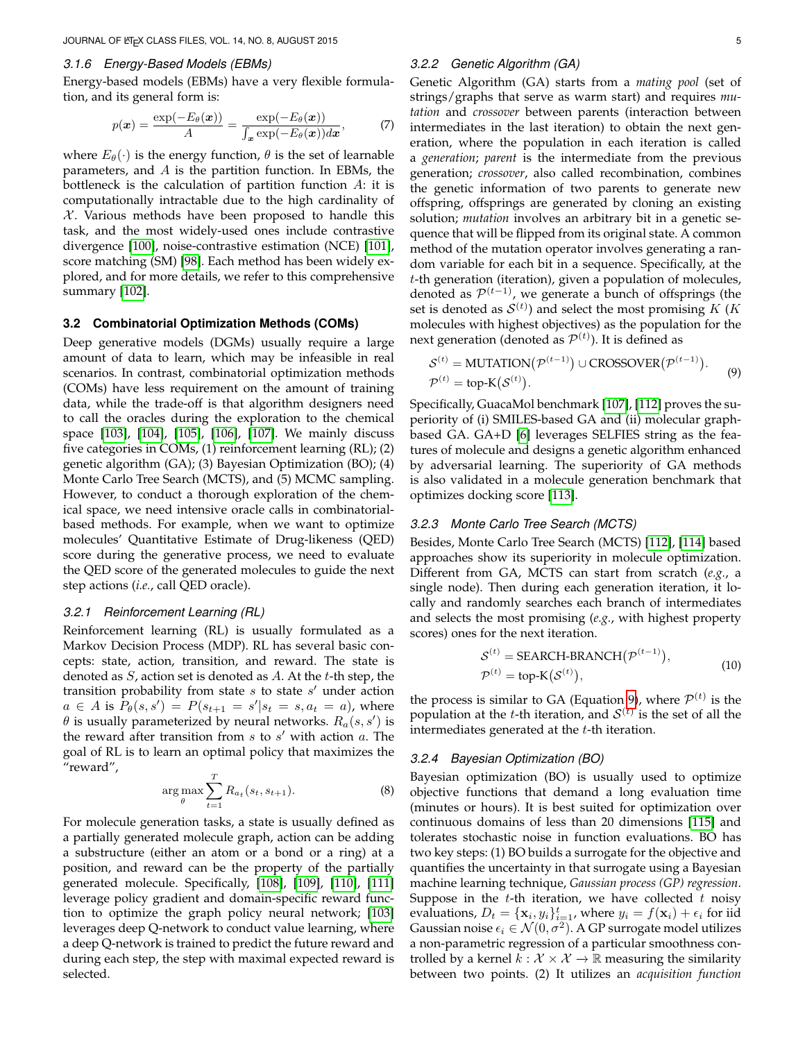#### 3.1.6 Energy-Based Models (EBMs)

Energy-based models (EBMs) have a very flexible formulation, and its general form is:

$$p(\boldsymbol{x}) = \frac{\exp(-E_\theta(\boldsymbol{x}))}{A} = \frac{\exp(-E_\theta(\boldsymbol{x}))}{\int_{\boldsymbol{x}} \exp(-E_\theta(\boldsymbol{x})) d\boldsymbol{x}}, \tag{7}$$

where $E_\theta(\cdot)$ is the energy function, $\theta$ is the set of learnable parameters, and $A$ is the partition function. In EBMs, the bottleneck is the calculation of partition function $A$: it is computationally intractable due to the high cardinality of $\mathcal{X}$. Various methods have been proposed to handle this task, and the most widely-used ones include contrastive divergence [100], noise-contrastive estimation (NCE) [101], score matching (SM) [98]. Each method has been widely explored, and for more details, we refer to this comprehensive summary [102].

### 3.2 Combinatorial Optimization Methods (COMs)

Deep generative models (DGMs) usually require a large amount of data to learn, which may be infeasible in real scenarios. In contrast, combinatorial optimization methods (COMs) have less requirement on the amount of training data, while the trade-off is that algorithm designers need to call the oracles during the exploration to the chemical space [103], [104], [105], [106], [107]. We mainly discuss five categories in COMs, (1) reinforcement learning (RL); (2) genetic algorithm (GA); (3) Bayesian Optimization (BO); (4) Monte Carlo Tree Search (MCTS), and (5) MCMC sampling. However, to conduct a thorough exploration of the chemical space, we need intensive oracle calls in combinatorial-based methods. For example, when we want to optimize molecules' Quantitative Estimate of Drug-likeness (QED) score during the generative process, we need to evaluate the QED score of the generated molecules to guide the next step actions (*i.e.*, call QED oracle).

#### 3.2.1 Reinforcement Learning (RL)

Reinforcement learning (RL) is usually formulated as a Markov Decision Process (MDP). RL has several basic concepts: state, action, transition, and reward. The state is denoted as $S$, action set is denoted as $A$. At the $t$-th step, the transition probability from state $s$ to state $s'$ under action $a \in A$ is $P_\theta(s, s') = P(s_{t+1} = s' | s_t = s, a_t = a)$, where $\theta$ is usually parameterized by neural networks. $R_a(s, s')$ is the reward after transition from $s$ to $s'$ with action $a$. The goal of RL is to learn an optimal policy that maximizes the "reward",

$$\arg\max_\theta \sum_{t=1}^{T} R_{a_t}(s_t, s_{t+1}). \tag{8}$$

For molecule generation tasks, a state is usually defined as a partially generated molecule graph, action can be adding a substructure (either an atom or a bond or a ring) at a position, and reward can be the property of the partially generated molecule. Specifically, [108], [109], [110], [111] leverage policy gradient and domain-specific reward function to optimize the graph policy neural network; [103] leverages deep Q-network to conduct value learning, where a deep Q-network is trained to predict the future reward and during each step, the step with maximal expected reward is selected.

#### 3.2.2 Genetic Algorithm (GA)

Genetic Algorithm (GA) starts from a *mating pool* (set of strings/graphs that serve as warm start) and requires *mutation* and *crossover* between parents (interaction between intermediates in the last iteration) to obtain the next generation, where the population in each iteration is called a *generation*; *parent* is the intermediate from the previous generation; *crossover*, also called recombination, combines the genetic information of two parents to generate new offspring, offsprings are generated by cloning an existing solution; *mutation* involves an arbitrary bit in a genetic sequence that will be flipped from its original state. A common method of the mutation operator involves generating a random variable for each bit in a sequence. Specifically, at the $t$-th generation (iteration), given a population of molecules, denoted as $\mathcal{P}^{(t-1)}$, we generate a bunch of offsprings (the set is denoted as $\mathcal{S}^{(t)}$) and select the most promising $K$ ($K$ molecules with highest objectives) as the population for the next generation (denoted as $\mathcal{P}^{(t)}$). It is defined as

$$\begin{aligned} &\mathcal{S}^{(t)} = \text{MUTATION}\big(\mathcal{P}^{(t-1)}\big) \cup \text{CROSSOVER}\big(\mathcal{P}^{(t-1)}\big). \\ &\mathcal{P}^{(t)} = \text{top-K}\big(\mathcal{S}^{(t)}\big). \end{aligned} \tag{9}$$

Specifically, GuacaMol benchmark [107], [112] proves the superiority of (i) SMILES-based GA and (ii) molecular graph-based GA. GA+D [6] leverages SELFIES string as the features of molecule and designs a genetic algorithm enhanced by adversarial learning. The superiority of GA methods is also validated in a molecule generation benchmark that optimizes docking score [113].

#### 3.2.3 Monte Carlo Tree Search (MCTS)

Besides, Monte Carlo Tree Search (MCTS) [112], [114] based approaches show its superiority in molecule optimization. Different from GA, MCTS can start from scratch (*e.g.*, a single node). Then during each generation iteration, it locally and randomly searches each branch of intermediates and selects the most promising (*e.g.*, with highest property scores) ones for the next iteration.

$$\begin{aligned} &\mathcal{S}^{(t)} = \text{SEARCH-BRANCH}\big(\mathcal{P}^{(t-1)}\big), \\ &\mathcal{P}^{(t)} = \text{top-K}\big(\mathcal{S}^{(t)}\big), \end{aligned} \tag{10}$$

the process is similar to GA (Equation 9), where $\mathcal{P}^{(t)}$ is the population at the $t$-th iteration, and $\mathcal{S}^{(t)}$ is the set of all the intermediates generated at the $t$-th iteration.

#### 3.2.4 Bayesian Optimization (BO)

Bayesian optimization (BO) is usually used to optimize objective functions that demand a long evaluation time (minutes or hours). It is best suited for optimization over continuous domains of less than 20 dimensions [115] and tolerates stochastic noise in function evaluations. BO has two key steps: (1) BO builds a surrogate for the objective and quantifies the uncertainty in that surrogate using a Bayesian machine learning technique, *Gaussian process (GP) regression*. Suppose in the $t$-th iteration, we have collected $t$ noisy evaluations, $D_t = \{\mathbf{x}_i, y_i\}_{i=1}^{t}$, where $y_i = f(\mathbf{x}_i) + \epsilon_i$ for iid Gaussian noise $\epsilon_i \in \mathcal{N}(0, \sigma^2)$. A GP surrogate model utilizes a non-parametric regression of a particular smoothness controlled by a kernel $k : \mathcal{X} \times \mathcal{X} \to \mathbb{R}$ measuring the similarity between two points. (2) It utilizes an *acquisition function*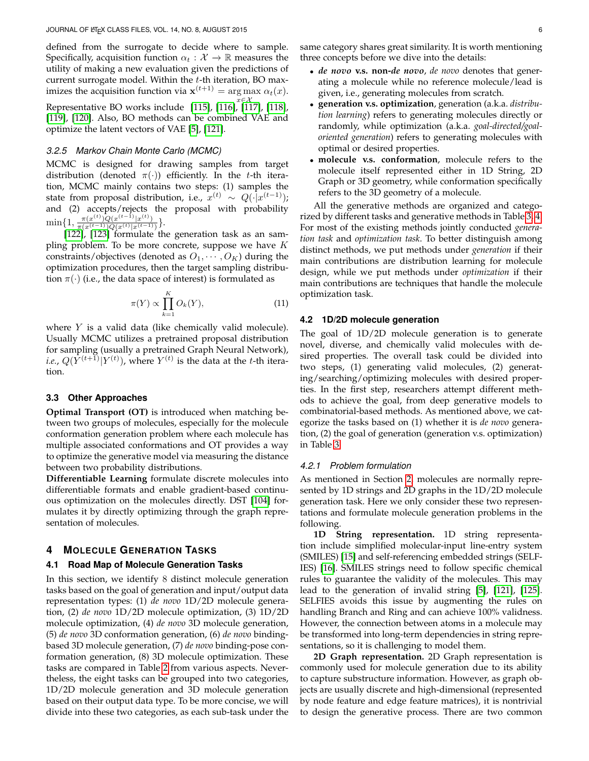defined from the surrogate to decide where to sample. Specifically, acquisition function $\alpha_t : \mathcal{X} \to \mathbb{R}$ measures the utility of making a new evaluation given the predictions of current surrogate model. Within the $t$-th iteration, BO maximizes the acquisition function via $\mathbf{x}^{(t+1)} = \arg\max_{x \in \mathcal{X}} \alpha_t(x)$. Representative BO works include [115], [116], [117], [118], [119], [120]. Also, BO methods can be combined VAE and optimize the latent vectors of VAE [5], [121].

#### 3.2.5 Markov Chain Monte Carlo (MCMC)

MCMC is designed for drawing samples from target distribution (denoted $\pi(\cdot)$) efficiently. In the $t$-th iteration, MCMC mainly contains two steps: (1) samples the state from proposal distribution, i.e., $x^{(t)} \sim Q(\cdot|x^{(t-1)})$; and (2) accepts/rejects the proposal with probability $\min\{1, \frac{\pi(x^{(t)})Q(x^{(t-1)}|x^{(t)})}{\pi(x^{(t-1)})Q(x^{(t)}|x^{(t-1)})}\}$.

[122], [123] formulate the generation task as an sampling problem. To be more concrete, suppose we have $K$ constraints/objectives (denoted as $O_1, \cdots, O_K$) during the optimization procedures, then the target sampling distribution $\pi(\cdot)$ (i.e., the data space of interest) is formulated as

$$\pi(Y) \propto \prod_{k=1}^{K} O_k(Y), \tag{11}$$

where $Y$ is a valid data (like chemically valid molecule). Usually MCMC utilizes a pretrained proposal distribution for sampling (usually a pretrained Graph Neural Network), *i.e.*, $Q(Y^{(t+1)}|Y^{(t)})$, where $Y^{(t)}$ is the data at the $t$-th iteration.

### 3.3 Other Approaches

**Optimal Transport (OT)** is introduced when matching between two groups of molecules, especially for the molecule conformation generation problem where each molecule has multiple associated conformations and OT provides a way to optimize the generative model via measuring the distance between two probability distributions.

**Differentiable Learning** formulate discrete molecules into differentiable formats and enable gradient-based continuous optimization on the molecules directly. DST [104] formulates it by directly optimizing through the graph representation of molecules.

## 4 Molecule Generation Tasks

### 4.1 Road Map of Molecule Generation Tasks

In this section, we identify 8 distinct molecule generation tasks based on the goal of generation and input/output data representation types: (1) *de novo* 1D/2D molecule generation, (2) *de novo* 1D/2D molecule optimization, (3) 1D/2D molecule optimization, (4) *de novo* 3D molecule generation, (5) *de novo* 3D conformation generation, (6) *de novo* binding-based 3D molecule generation, (7) *de novo* binding-pose conformation generation, (8) 3D molecule optimization. These tasks are compared in Table 2 from various aspects. Nevertheless, the eight tasks can be grouped into two categories, 1D/2D molecule generation and 3D molecule generation based on their output data type. To be more concise, we will divide into these two categories, as each sub-task under the same category shares great similarity. It is worth mentioning three concepts before we dive into the details:

- ***de novo* v.s. non-*de novo***, *de novo* denotes that generating a molecule while no reference molecule/lead is given, i.e., generating molecules from scratch.
- **generation v.s. optimization**, generation (a.k.a. *distribution learning*) refers to generating molecules directly or randomly, while optimization (a.k.a. *goal-directed/goal-oriented generation*) refers to generating molecules with optimal or desired properties.
- **molecule v.s. conformation**, molecule refers to the molecule itself represented either in 1D String, 2D Graph or 3D geometry, while conformation specifically refers to the 3D geometry of a molecule.

All the generative methods are organized and categorized by different tasks and generative methods in Table 3, 4. For most of the existing methods jointly conducted *generation task* and *optimization task*. To better distinguish among distinct methods, we put methods under *generation* if their main contributions are distribution learning for molecule design, while we put methods under *optimization* if their main contributions are techniques that handle the molecule optimization task.

### 4.2 1D/2D molecule generation

The goal of 1D/2D molecule generation is to generate novel, diverse, and chemically valid molecules with desired properties. The overall task could be divided into two steps, (1) generating valid molecules, (2) generating/searching/optimizing molecules with desired properties. In the first step, researchers attempt different methods to achieve the goal, from deep generative models to combinatorial-based methods. As mentioned above, we categorize the tasks based on (1) whether it is *de novo* generation, (2) the goal of generation (generation v.s. optimization) in Table 3.

#### 4.2.1 Problem formulation

As mentioned in Section 2, molecules are normally represented by 1D strings and 2D graphs in the 1D/2D molecule generation task. Here we only consider these two representations and formulate molecule generation problems in the following.

**1D String representation.** 1D string representation include simplified molecular-input line-entry system (SMILES) [15] and self-referencing embedded strings (SELFIES) [16]. SMILES strings need to follow specific chemical rules to guarantee the validity of the molecules. This may lead to the generation of invalid string [5], [121], [125]. SELFIES avoids this issue by augmenting the rules on handling Branch and Ring and can achieve 100% validness. However, the connection between atoms in a molecule may be transformed into long-term dependencies in string representations, so it is challenging to model them.

**2D Graph representation.** 2D Graph representation is commonly used for molecule generation due to its ability to capture substructure information. However, as graph objects are usually discrete and high-dimensional (represented by node feature and edge feature matrices), it is nontrivial to design the generative process. There are two common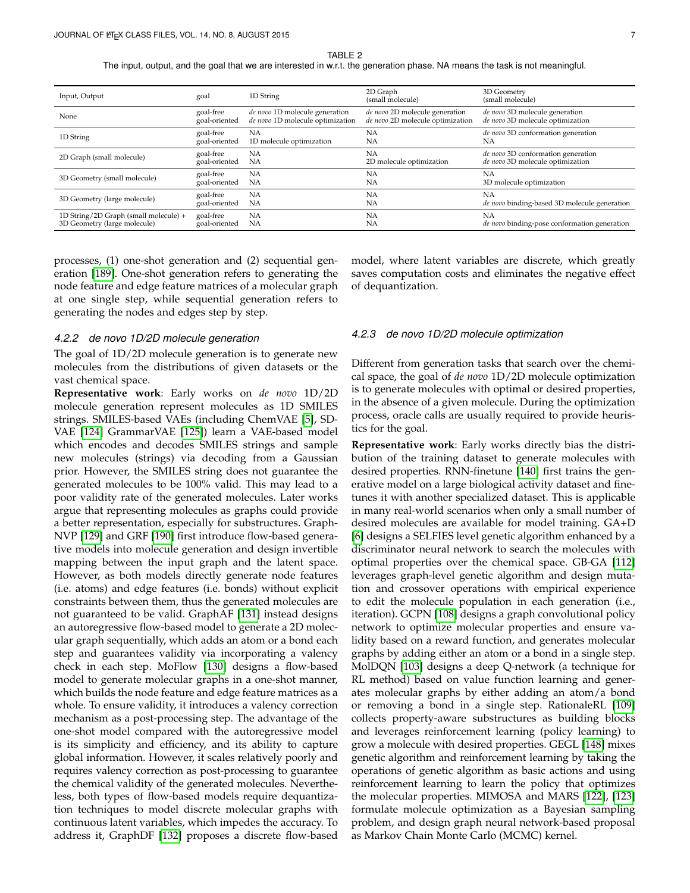TABLE 2
The input, output, and the goal that we are interested in w.r.t. the generation phase. NA means the task is not meaningful.

| Input, Output | goal | 1D String | 2D Graph (small molecule) | 3D Geometry (small molecule) |
|---|---|---|---|---|
| None | goal-free | *de novo* 1D molecule generation | *de novo* 2D molecule generation | *de novo* 3D molecule generation |
| | goal-oriented | *de novo* 1D molecule optimization | *de novo* 2D molecule optimization | *de novo* 3D molecule optimization |
| 1D String | goal-free | NA | NA | *de novo* 3D conformation generation |
| | goal-oriented | 1D molecule optimization | NA | NA |
| 2D Graph (small molecule) | goal-free | NA | NA | *de novo* 3D conformation generation |
| | goal-oriented | NA | 2D molecule optimization | *de novo* 3D molecule optimization |
| 3D Geometry (small molecule) | goal-free | NA | NA | NA |
| | goal-oriented | NA | NA | 3D molecule optimization |
| 3D Geometry (large molecule) | goal-free | NA | NA | NA |
| | goal-oriented | NA | NA | *de novo* binding-based 3D molecule generation |
| 1D String/2D Graph (small molecule) + 3D Geometry (large molecule) | goal-free | NA | NA | NA |
| | goal-oriented | NA | NA | *de novo* binding-pose conformation generation |

processes, (1) one-shot generation and (2) sequential generation [189]. One-shot generation refers to generating the node feature and edge feature matrices of a molecular graph at one single step, while sequential generation refers to generating the nodes and edges step by step.

#### 4.2.2 de novo 1D/2D molecule generation

The goal of 1D/2D molecule generation is to generate new molecules from the distributions of given datasets or the vast chemical space.

**Representative work**: Early works on *de novo* 1D/2D molecule generation represent molecules as 1D SMILES strings. SMILES-based VAEs (including ChemVAE [5], SD-VAE [124] GrammarVAE [125]) learn a VAE-based model which encodes and decodes SMILES strings and sample new molecules (strings) via decoding from a Gaussian prior. However, the SMILES string does not guarantee the generated molecules to be 100% valid. This may lead to a poor validity rate of the generated molecules. Later works argue that representing molecules as graphs could provide a better representation, especially for substructures. GraphNVP [129] and GRF [190] first introduce flow-based generative models into molecule generation and design invertible mapping between the input graph and the latent space. However, as both models directly generate node features (i.e. atoms) and edge features (i.e. bonds) without explicit constraints between them, thus the generated molecules are not guaranteed to be valid. GraphAF [131] instead designs an autoregressive flow-based model to generate a 2D molecular graph sequentially, which adds an atom or a bond each step and guarantees validity via incorporating a valency check in each step. MoFlow [130] designs a flow-based model to generate molecular graphs in a one-shot manner, which builds the node feature and edge feature matrices as a whole. To ensure validity, it introduces a valency correction mechanism as a post-processing step. The advantage of the one-shot model compared with the autoregressive model is its simplicity and efficiency, and its ability to capture global information. However, it scales relatively poorly and requires valency correction as post-processing to guarantee the chemical validity of the generated molecules. Nevertheless, both types of flow-based models require dequantization techniques to model discrete molecular graphs with continuous latent variables, which impedes the accuracy. To address it, GraphDF [132] proposes a discrete flow-based model, where latent variables are discrete, which greatly saves computation costs and eliminates the negative effect of dequantization.

#### 4.2.3 de novo 1D/2D molecule optimization

Different from generation tasks that search over the chemical space, the goal of *de novo* 1D/2D molecule optimization is to generate molecules with optimal or desired properties, in the absence of a given molecule. During the optimization process, oracle calls are usually required to provide heuristics for the goal.

**Representative work**: Early works directly bias the distribution of the training dataset to generate molecules with desired properties. RNN-finetune [140] first trains the generative model on a large biological activity dataset and finetunes it with another specialized dataset. This is applicable in many real-world scenarios when only a small number of desired molecules are available for model training. GA+D [6] designs a SELFIES level genetic algorithm enhanced by a discriminator neural network to search the molecules with optimal properties over the chemical space. GB-GA [112] leverages graph-level genetic algorithm and design mutation and crossover operations with empirical experience to edit the molecule population in each generation (i.e., iteration). GCPN [108] designs a graph convolutional policy network to optimize molecular properties and ensure validity based on a reward function, and generates molecular graphs by adding either an atom or a bond in a single step. MolDQN [103] designs a deep Q-network (a technique for RL method) based on value function learning and generates molecular graphs by either adding an atom/a bond or removing a bond in a single step. RationaleRL [109] collects property-aware substructures as building blocks and leverages reinforcement learning (policy learning) to grow a molecule with desired properties. GEGL [148] mixes genetic algorithm and reinforcement learning by taking the operations of genetic algorithm as basic actions and using reinforcement learning to learn the policy that optimizes the molecular properties. MIMOSA and MARS [122], [123] formulate molecule optimization as a Bayesian sampling problem, and design graph neural network-based proposal as Markov Chain Monte Carlo (MCMC) kernel.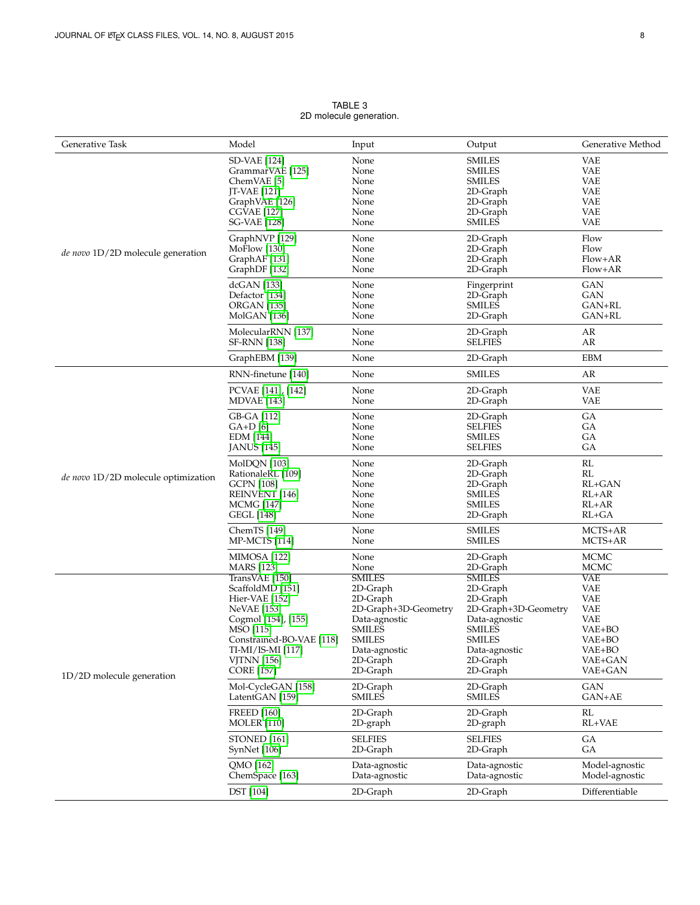TABLE 3
2D molecule generation.

| Generative Task | Model | Input | Output | Generative Method |
|---|---|---|---|---|
| *de novo* 1D/2D molecule generation | SD-VAE [124] | None | SMILES | VAE |
| | GrammarVAE [125] | None | SMILES | VAE |
| | ChemVAE [5] | None | SMILES | VAE |
| | JT-VAE [121] | None | 2D-Graph | VAE |
| | GraphVAE [126] | None | 2D-Graph | VAE |
| | CGVAE [127] | None | 2D-Graph | VAE |
| | SG-VAE [128] | None | SMILES | VAE |
| | GraphNVP [129] | None | 2D-Graph | Flow |
| | MoFlow [130] | None | 2D-Graph | Flow |
| | GraphAF [131] | None | 2D-Graph | Flow+AR |
| | GraphDF [132] | None | 2D-Graph | Flow+AR |
| | dcGAN [133] | None | Fingerprint | GAN |
| | Defactor [134] | None | 2D-Graph | GAN |
| | ORGAN [135] | None | SMILES | GAN+RL |
| | MolGAN [136] | None | 2D-Graph | GAN+RL |
| | MolecularRNN [137] | None | 2D-Graph | AR |
| | SF-RNN [138] | None | SELFIES | AR |
| | GraphEBM [139] | None | 2D-Graph | EBM |
| *de novo* 1D/2D molecule optimization | RNN-finetune [140] | None | SMILES | AR |
| | PCVAE [141], [142] | None | 2D-Graph | VAE |
| | MDVAE [143] | None | 2D-Graph | VAE |
| | GB-GA [112] | None | 2D-Graph | GA |
| | GA+D [6] | None | SELFIES | GA |
| | EDM [144] | None | SMILES | GA |
| | JANUS [145] | None | SELFIES | GA |
| | MolDQN [103] | None | 2D-Graph | RL |
| | RationaleRL [109] | None | 2D-Graph | RL |
| | GCPN [108] | None | 2D-Graph | RL+GAN |
| | REINVENT [146] | None | SMILES | RL+AR |
| | MCMG [147] | None | SMILES | RL+AR |
| | GEGL [148] | None | 2D-Graph | RL+GA |
| | ChemTS [149] | None | SMILES | MCTS+AR |
| | MP-MCTS [114] | None | SMILES | MCTS+AR |
| | MIMOSA [122] | None | 2D-Graph | MCMC |
| | MARS [123] | None | 2D-Graph | MCMC |
| 1D/2D molecule generation | TransVAE [150] | SMILES | SMILES | VAE |
| | ScaffoldMD [151] | 2D-Graph | 2D-Graph | VAE |
| | Hier-VAE [152] | 2D-Graph | 2D-Graph | VAE |
| | NeVAE [153] | 2D-Graph+3D-Geometry | 2D-Graph+3D-Geometry | VAE |
| | Cogmol [154], [155] | Data-agnostic | Data-agnostic | VAE |
| | MSO [115] | SMILES | SMILES | VAE+BO |
| | Constrained-BO-VAE [118] | SMILES | SMILES | VAE+BO |
| | TI-MI/IS-MI [117] | Data-agnostic | Data-agnostic | VAE+BO |
| | VJTNN [156] | 2D-Graph | 2D-Graph | VAE+GAN |
| | CORE [157] | 2D-Graph | 2D-Graph | VAE+GAN |
| | Mol-CycleGAN [158] | 2D-Graph | 2D-Graph | GAN |
| | LatentGAN [159] | SMILES | SMILES | GAN+AE |
| | FREED [160] | 2D-Graph | 2D-Graph | RL |
| | MOLER [110] | 2D-graph | 2D-graph | RL+VAE |
| | STONED [161] | SELFIES | SELFIES | GA |
| | SynNet [106] | 2D-Graph | 2D-Graph | GA |
| | QMO [162] | Data-agnostic | Data-agnostic | Model-agnostic |
| | ChemSpace [163] | Data-agnostic | Data-agnostic | Model-agnostic |
| | DST [104] | 2D-Graph | 2D-Graph | Differentiable |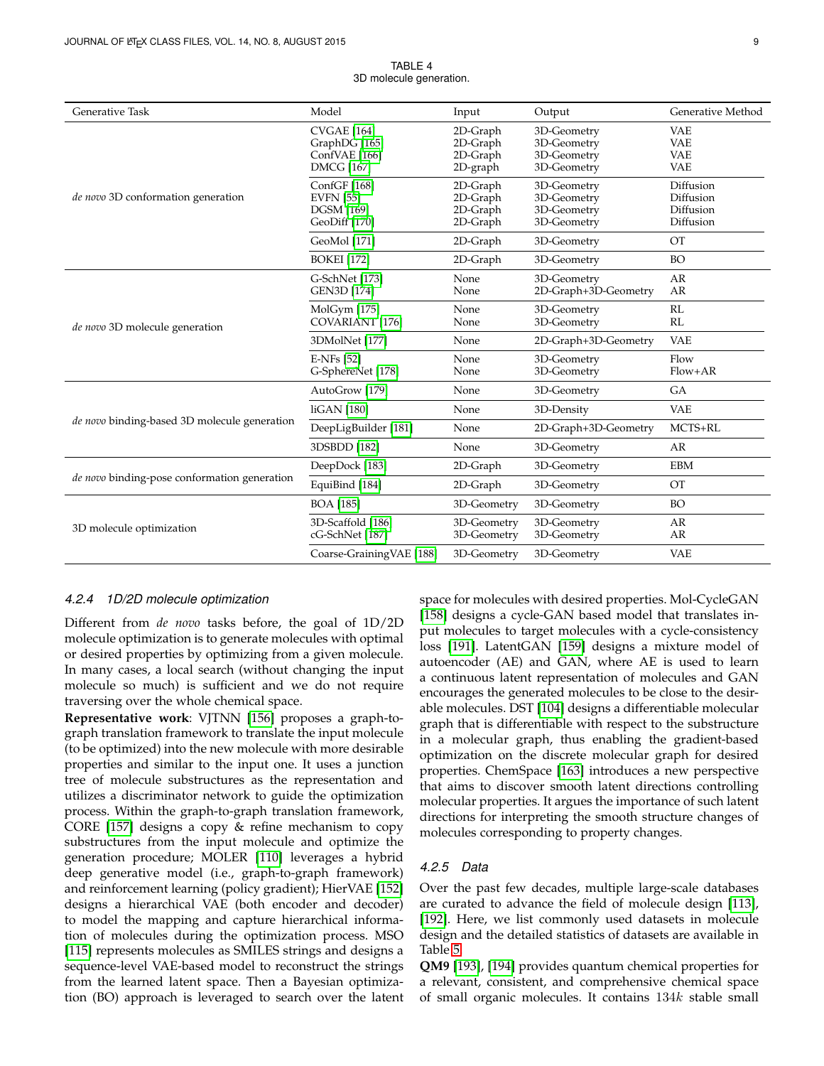TABLE 4
3D molecule generation.

| Generative Task | Model | Input | Output | Generative Method |
|---|---|---|---|---|
| *de novo* 3D conformation generation | CVGAE [164] | 2D-Graph | 3D-Geometry | VAE |
| | GraphDG [165] | 2D-Graph | 3D-Geometry | VAE |
| | ConfVAE [166] | 2D-Graph | 3D-Geometry | VAE |
| | DMCG [167] | 2D-graph | 3D-Geometry | VAE |
| | ConfGF [168] | 2D-Graph | 3D-Geometry | Diffusion |
| | EVFN [55] | 2D-Graph | 3D-Geometry | Diffusion |
| | DGSM [169] | 2D-Graph | 3D-Geometry | Diffusion |
| | GeoDiff [170] | 2D-Graph | 3D-Geometry | Diffusion |
| | GeoMol [171] | 2D-Graph | 3D-Geometry | OT |
| | BOKEI [172] | 2D-Graph | 3D-Geometry | BO |
| *de novo* 3D molecule generation | G-SchNet [173] | None | 3D-Geometry | AR |
| | GEN3D [174] | None | 2D-Graph+3D-Geometry | AR |
| | MolGym [175] | None | 3D-Geometry | RL |
| | COVARIANT [176] | None | 3D-Geometry | RL |
| | 3DMolNet [177] | None | 2D-Graph+3D-Geometry | VAE |
| | E-NFs [52] | None | 3D-Geometry | Flow |
| | G-SphereNet [178] | None | 3D-Geometry | Flow+AR |
| *de novo* binding-based 3D molecule generation | AutoGrow [179] | None | 3D-Geometry | GA |
| | liGAN [180] | None | 3D-Density | VAE |
| | DeepLigBuilder [181] | None | 2D-Graph+3D-Geometry | MCTS+RL |
| | 3DSBDD [182] | None | 3D-Geometry | AR |
| *de novo* binding-pose conformation generation | DeepDock [183] | 2D-Graph | 3D-Geometry | EBM |
| | EquiBind [184] | 2D-Graph | 3D-Geometry | OT |
| 3D molecule optimization | BOA [185] | 3D-Geometry | 3D-Geometry | BO |
| | 3D-Scaffold [186] | 3D-Geometry | 3D-Geometry | AR |
| | cG-SchNet [187] | 3D-Geometry | 3D-Geometry | AR |
| | Coarse-GrainingVAE [188] | 3D-Geometry | 3D-Geometry | VAE |

#### 4.2.4 1D/2D molecule optimization

Different from *de novo* tasks before, the goal of 1D/2D molecule optimization is to generate molecules with optimal or desired properties by optimizing from a given molecule. In many cases, a local search (without changing the input molecule so much) is sufficient and we do not require traversing over the whole chemical space.

**Representative work**: VJTNN [156] proposes a graph-to-graph translation framework to translate the input molecule (to be optimized) into the new molecule with more desirable properties and similar to the input one. It uses a junction tree of molecule substructures as the representation and utilizes a discriminator network to guide the optimization process. Within the graph-to-graph translation framework, CORE [157] designs a copy & refine mechanism to copy substructures from the input molecule and optimize the generation procedure; MOLER [110] leverages a hybrid deep generative model (i.e., graph-to-graph framework) and reinforcement learning (policy gradient); HierVAE [152] designs a hierarchical VAE (both encoder and decoder) to model the mapping and capture hierarchical information of molecules during the optimization process. MSO [115] represents molecules as SMILES strings and designs a sequence-level VAE-based model to reconstruct the strings from the learned latent space. Then a Bayesian optimization (BO) approach is leveraged to search over the latent space for molecules with desired properties. Mol-CycleGAN [158] designs a cycle-GAN based model that translates input molecules to target molecules with a cycle-consistency loss [191]. LatentGAN [159] designs a mixture model of autoencoder (AE) and GAN, where AE is used to learn a continuous latent representation of molecules and GAN encourages the generated molecules to be close to the desirable molecules. DST [104] designs a differentiable molecular graph that is differentiable with respect to the substructure in a molecular graph, thus enabling the gradient-based optimization on the discrete molecular graph for desired properties. ChemSpace [163] introduces a new perspective that aims to discover smooth latent directions controlling molecular properties. It argues the importance of such latent directions for interpreting the smooth structure changes of molecules corresponding to property changes.

#### 4.2.5 Data

Over the past few decades, multiple large-scale databases are curated to advance the field of molecule design [113], [192]. Here, we list commonly used datasets in molecule design and the detailed statistics of datasets are available in Table 5.

**QM9** [193], [194] provides quantum chemical properties for a relevant, consistent, and comprehensive chemical space of small organic molecules. It contains $134k$ stable small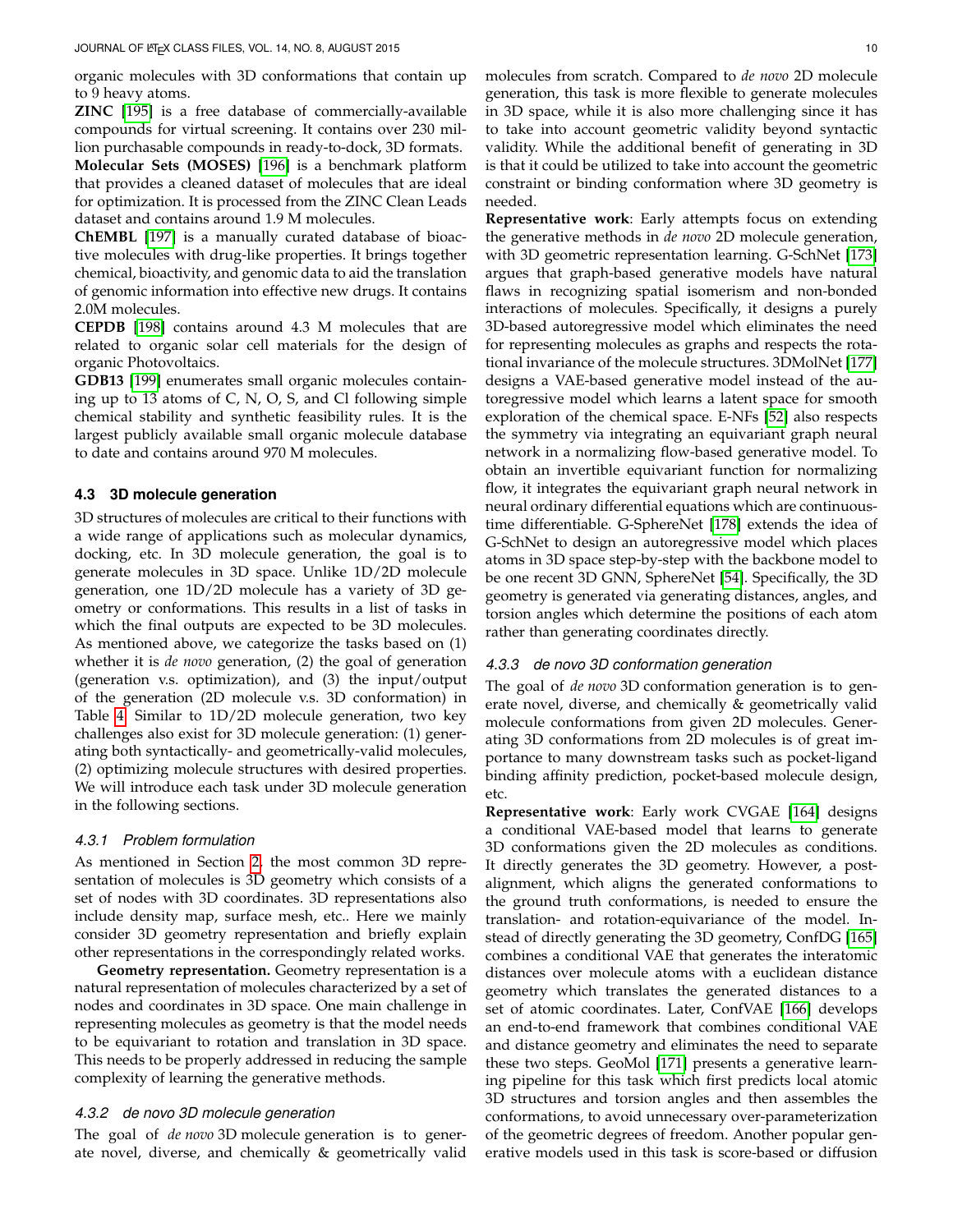organic molecules with 3D conformations that contain up to 9 heavy atoms.

**ZINC** [195] is a free database of commercially-available compounds for virtual screening. It contains over 230 million purchasable compounds in ready-to-dock, 3D formats.

**Molecular Sets (MOSES)** [196] is a benchmark platform that provides a cleaned dataset of molecules that are ideal for optimization. It is processed from the ZINC Clean Leads dataset and contains around 1.9 M molecules.

**ChEMBL** [197] is a manually curated database of bioactive molecules with drug-like properties. It brings together chemical, bioactivity, and genomic data to aid the translation of genomic information into effective new drugs. It contains 2.0M molecules.

**CEPDB** [198] contains around 4.3 M molecules that are related to organic solar cell materials for the design of organic Photovoltaics.

**GDB13** [199] enumerates small organic molecules containing up to 13 atoms of C, N, O, S, and Cl following simple chemical stability and synthetic feasibility rules. It is the largest publicly available small organic molecule database to date and contains around 970 M molecules.

### 4.3 3D molecule generation

3D structures of molecules are critical to their functions with a wide range of applications such as molecular dynamics, docking, etc. In 3D molecule generation, the goal is to generate molecules in 3D space. Unlike 1D/2D molecule generation, one 1D/2D molecule has a variety of 3D geometry or conformations. This results in a list of tasks in which the final outputs are expected to be 3D molecules. As mentioned above, we categorize the tasks based on (1) whether it is *de novo* generation, (2) the goal of generation (generation v.s. optimization), and (3) the input/output of the generation (2D molecule v.s. 3D conformation) in Table 4. Similar to 1D/2D molecule generation, two key challenges also exist for 3D molecule generation: (1) generating both syntactically- and geometrically-valid molecules, (2) optimizing molecule structures with desired properties. We will introduce each task under 3D molecule generation in the following sections.

#### 4.3.1 Problem formulation

As mentioned in Section 2, the most common 3D representation of molecules is 3D geometry which consists of a set of nodes with 3D coordinates. 3D representations also include density map, surface mesh, etc.. Here we mainly consider 3D geometry representation and briefly explain other representations in the correspondingly related works.

**Geometry representation.** Geometry representation is a natural representation of molecules characterized by a set of nodes and coordinates in 3D space. One main challenge in representing molecules as geometry is that the model needs to be equivariant to rotation and translation in 3D space. This needs to be properly addressed in reducing the sample complexity of learning the generative methods.

#### 4.3.2 de novo 3D molecule generation

The goal of *de novo* 3D molecule generation is to generate novel, diverse, and chemically & geometrically valid molecules from scratch. Compared to *de novo* 2D molecule generation, this task is more flexible to generate molecules in 3D space, while it is also more challenging since it has to take into account geometric validity beyond syntactic validity. While the additional benefit of generating in 3D is that it could be utilized to take into account the geometric constraint or binding conformation where 3D geometry is needed.

**Representative work**: Early attempts focus on extending the generative methods in *de novo* 2D molecule generation, with 3D geometric representation learning. G-SchNet [173] argues that graph-based generative models have natural flaws in recognizing spatial isomerism and non-bonded interactions of molecules. Specifically, it designs a purely 3D-based autoregressive model which eliminates the need for representing molecules as graphs and respects the rotational invariance of the molecule structures. 3DMolNet [177] designs a VAE-based generative model instead of the autoregressive model which learns a latent space for smooth exploration of the chemical space. E-NFs [52] also respects the symmetry via integrating an equivariant graph neural network in a normalizing flow-based generative model. To obtain an invertible equivariant function for normalizing flow, it integrates the equivariant graph neural network in neural ordinary differential equations which are continuous-time differentiable. G-SphereNet [178] extends the idea of G-SchNet to design an autoregressive model which places atoms in 3D space step-by-step with the backbone model to be one recent 3D GNN, SphereNet [54]. Specifically, the 3D geometry is generated via generating distances, angles, and torsion angles which determine the positions of each atom rather than generating coordinates directly.

#### 4.3.3 de novo 3D conformation generation

The goal of *de novo* 3D conformation generation is to generate novel, diverse, and chemically & geometrically valid molecule conformations from given 2D molecules. Generating 3D conformations from 2D molecules is of great importance to many downstream tasks such as pocket-ligand binding affinity prediction, pocket-based molecule design, etc.

**Representative work**: Early work CVGAE [164] designs a conditional VAE-based model that learns to generate 3D conformations given the 2D molecules as conditions. It directly generates the 3D geometry. However, a post-alignment, which aligns the generated conformations to the ground truth conformations, is needed to ensure the translation- and rotation-equivariance of the model. Instead of directly generating the 3D geometry, ConfDG [165] combines a conditional VAE that generates the interatomic distances over molecule atoms with a euclidean distance geometry which translates the generated distances to a set of atomic coordinates. Later, ConfVAE [166] develops an end-to-end framework that combines conditional VAE and distance geometry and eliminates the need to separate these two steps. GeoMol [171] presents a generative learning pipeline for this task which first predicts local atomic 3D structures and torsion angles and then assembles the conformations, to avoid unnecessary over-parameterization of the geometric degrees of freedom. Another popular generative models used in this task is score-based or diffusion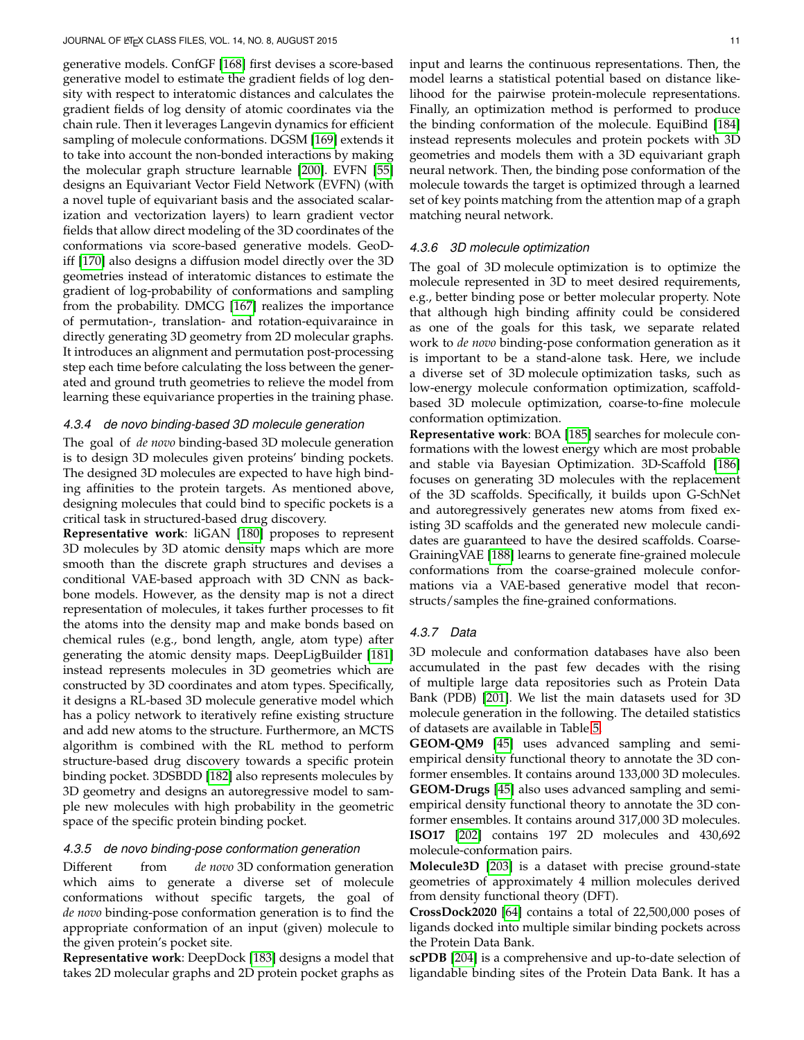generative models. ConfGF [168] first devises a score-based generative model to estimate the gradient fields of log density with respect to interatomic distances and calculates the gradient fields of log density of atomic coordinates via the chain rule. Then it leverages Langevin dynamics for efficient sampling of molecule conformations. DGSM [169] extends it to take into account the non-bonded interactions by making the molecular graph structure learnable [200]. EVFN [55] designs an Equivariant Vector Field Network (EVFN) (with a novel tuple of equivariant basis and the associated scalarization and vectorization layers) to learn gradient vector fields that allow direct modeling of the 3D coordinates of the conformations via score-based generative models. GeoDiff [170] also designs a diffusion model directly over the 3D geometries instead of interatomic distances to estimate the gradient of log-probability of conformations and sampling from the probability. DMCG [167] realizes the importance of permutation-, translation- and rotation-equivaraince in directly generating 3D geometry from 2D molecular graphs. It introduces an alignment and permutation post-processing step each time before calculating the loss between the generated and ground truth geometries to relieve the model from learning these equivariance properties in the training phase.

#### 4.3.4 de novo binding-based 3D molecule generation

The goal of *de novo* binding-based 3D molecule generation is to design 3D molecules given proteins' binding pockets. The designed 3D molecules are expected to have high binding affinities to the protein targets. As mentioned above, designing molecules that could bind to specific pockets is a critical task in structured-based drug discovery.

**Representative work**: liGAN [180] proposes to represent 3D molecules by 3D atomic density maps which are more smooth than the discrete graph structures and devises a conditional VAE-based approach with 3D CNN as backbone models. However, as the density map is not a direct representation of molecules, it takes further processes to fit the atoms into the density map and make bonds based on chemical rules (e.g., bond length, angle, atom type) after generating the atomic density maps. DeepLigBuilder [181] instead represents molecules in 3D geometries which are constructed by 3D coordinates and atom types. Specifically, it designs a RL-based 3D molecule generative model which has a policy network to iteratively refine existing structure and add new atoms to the structure. Furthermore, an MCTS algorithm is combined with the RL method to perform structure-based drug discovery towards a specific protein binding pocket. 3DSBDD [182] also represents molecules by 3D geometry and designs an autoregressive model to sample new molecules with high probability in the geometric space of the specific protein binding pocket.

#### 4.3.5 de novo binding-pose conformation generation

Different from *de novo* 3D conformation generation which aims to generate a diverse set of molecule conformations without specific targets, the goal of *de novo* binding-pose conformation generation is to find the appropriate conformation of an input (given) molecule to the given protein's pocket site.

**Representative work**: DeepDock [183] designs a model that takes 2D molecular graphs and 2D protein pocket graphs as input and learns the continuous representations. Then, the model learns a statistical potential based on distance likelihood for the pairwise protein-molecule representations. Finally, an optimization method is performed to produce the binding conformation of the molecule. EquiBind [184] instead represents molecules and protein pockets with 3D geometries and models them with a 3D equivariant graph neural network. Then, the binding pose conformation of the molecule towards the target is optimized through a learned set of key points matching from the attention map of a graph matching neural network.

#### 4.3.6 3D molecule optimization

The goal of 3D molecule optimization is to optimize the molecule represented in 3D to meet desired requirements, e.g., better binding pose or better molecular property. Note that although high binding affinity could be considered as one of the goals for this task, we separate related work to *de novo* binding-pose conformation generation as it is important to be a stand-alone task. Here, we include a diverse set of 3D molecule optimization tasks, such as low-energy molecule conformation optimization, scaffold-based 3D molecule optimization, coarse-to-fine molecule conformation optimization.

**Representative work**: BOA [185] searches for molecule conformations with the lowest energy which are most probable and stable via Bayesian Optimization. 3D-Scaffold [186] focuses on generating 3D molecules with the replacement of the 3D scaffolds. Specifically, it builds upon G-SchNet and autoregressively generates new atoms from fixed existing 3D scaffolds and the generated new molecule candidates are guaranteed to have the desired scaffolds. Coarse-GrainingVAE [188] learns to generate fine-grained molecule conformations from the coarse-grained molecule conformations via a VAE-based generative model that reconstructs/samples the fine-grained conformations.

#### 4.3.7 Data

3D molecule and conformation databases have also been accumulated in the past few decades with the rising of multiple large data repositories such as Protein Data Bank (PDB) [201]. We list the main datasets used for 3D molecule generation in the following. The detailed statistics of datasets are available in Table 5.

**GEOM-QM9** [45] uses advanced sampling and semi-empirical density functional theory to annotate the 3D conformer ensembles. It contains around 133,000 3D molecules.

**GEOM-Drugs** [45] also uses advanced sampling and semi-empirical density functional theory to annotate the 3D conformer ensembles. It contains around 317,000 3D molecules.

**ISO17** [202] contains 197 2D molecules and 430,692 molecule-conformation pairs.

**Molecule3D** [203] is a dataset with precise ground-state geometries of approximately 4 million molecules derived from density functional theory (DFT).

**CrossDock2020** [64] contains a total of 22,500,000 poses of ligands docked into multiple similar binding pockets across the Protein Data Bank.

**scPDB** [204] is a comprehensive and up-to-date selection of ligandable binding sites of the Protein Data Bank. It has a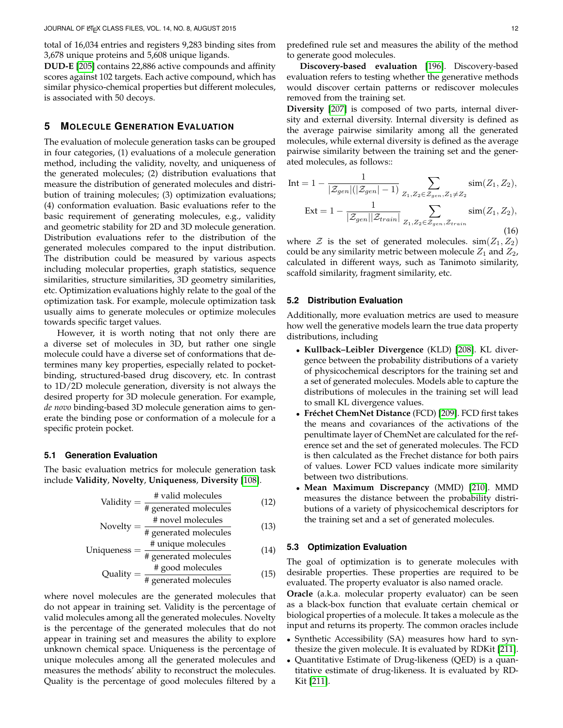total of 16,034 entries and registers 9,283 binding sites from 3,678 unique proteins and 5,608 unique ligands.

**DUD-E** [205] contains 22,886 active compounds and affinity scores against 102 targets. Each active compound, which has similar physico-chemical properties but different molecules, is associated with 50 decoys.

## 5 Molecule Generation Evaluation

The evaluation of molecule generation tasks can be grouped in four categories, (1) evaluations of a molecule generation method, including the validity, novelty, and uniqueness of the generated molecules; (2) distribution evaluations that measure the distribution of generated molecules and distribution of training molecules; (3) optimization evaluations; (4) conformation evaluation. Basic evaluations refer to the basic requirement of generating molecules, e.g., validity and geometric stability for 2D and 3D molecule generation. Distribution evaluations refer to the distribution of the generated molecules compared to the input distribution. The distribution could be measured by various aspects including molecular properties, graph statistics, sequence similarities, structure similarities, 3D geometry similarities, etc. Optimization evaluations highly relate to the goal of the optimization task. For example, molecule optimization task usually aims to generate molecules or optimize molecules towards specific target values.

However, it is worth noting that not only there are a diverse set of molecules in 3D, but rather one single molecule could have a diverse set of conformations that determines many key properties, especially related to pocket-binding, structured-based drug discovery, etc. In contrast to 1D/2D molecule generation, diversity is not always the desired property for 3D molecule generation. For example, *de novo* binding-based 3D molecule generation aims to generate the binding pose or conformation of a molecule for a specific protein pocket.

### 5.1 Generation Evaluation

The basic evaluation metrics for molecule generation task include **Validity**, **Novelty**, **Uniqueness**, **Diversity** [108].

$$\text{Validity} = \frac{\text{\# valid molecules}}{\text{\# generated molecules}} \tag{12}$$

$$\text{Novelty} = \frac{\text{\# novel molecules}}{\text{\# generated molecules}} \tag{13}$$

$$\text{Uniqueness} = \frac{\text{\# unique molecules}}{\text{\# generated molecules}} \tag{14}$$

$$\text{Quality} = \frac{\text{\# good molecules}}{\text{\# generated molecules}} \tag{15}$$

where novel molecules are the generated molecules that do not appear in training set. Validity is the percentage of valid molecules among all the generated molecules. Novelty is the percentage of the generated molecules that do not appear in training set and measures the ability to explore unknown chemical space. Uniqueness is the percentage of unique molecules among all the generated molecules and measures the methods' ability to reconstruct the molecules. Quality is the percentage of good molecules filtered by a predefined rule set and measures the ability of the method to generate good molecules.

**Discovery-based evaluation** [196]. Discovery-based evaluation refers to testing whether the generative methods would discover certain patterns or rediscover molecules removed from the training set.

**Diversity** [207] is composed of two parts, internal diversity and external diversity. Internal diversity is defined as the average pairwise similarity among all the generated molecules, while external diversity is defined as the average pairwise similarity between the training set and the generated molecules, as follows::

$$\begin{aligned} \text{Int} &= 1 - \frac{1}{|\mathcal{Z}_{gen}|(|\mathcal{Z}_{gen}|-1)} \sum_{Z_1, Z_2 \in \mathcal{Z}_{gen}, Z_1 \neq Z_2} \text{sim}(Z_1, Z_2), \\ \text{Ext} &= 1 - \frac{1}{|\mathcal{Z}_{gen}||\mathcal{Z}_{train}|} \sum_{Z_1, Z_2 \in \mathcal{Z}_{gen}, \mathcal{Z}_{train}} \text{sim}(Z_1, Z_2), \end{aligned} \tag{16}$$

where $\mathcal{Z}$ is the set of generated molecules. $\text{sim}(Z_1, Z_2)$ could be any similarity metric between molecule $Z_1$ and $Z_2$, calculated in different ways, such as Tanimoto similarity, scaffold similarity, fragment similarity, etc.

### 5.2 Distribution Evaluation

Additionally, more evaluation metrics are used to measure how well the generative models learn the true data property distributions, including

- **Kullback–Leibler Divergence** (KLD) [208]. KL divergence between the probability distributions of a variety of physicochemical descriptors for the training set and a set of generated molecules. Models able to capture the distributions of molecules in the training set will lead to small KL divergence values.
- **Fréchet ChemNet Distance** (FCD) [209]. FCD first takes the means and covariances of the activations of the penultimate layer of ChemNet are calculated for the reference set and the set of generated molecules. The FCD is then calculated as the Frechet distance for both pairs of values. Lower FCD values indicate more similarity between two distributions.
- **Mean Maximum Discrepancy** (MMD) [210]. MMD measures the distance between the probability distributions of a variety of physicochemical descriptors for the training set and a set of generated molecules.

### 5.3 Optimization Evaluation

The goal of optimization is to generate molecules with desirable properties. These properties are required to be evaluated. The property evaluator is also named oracle.

**Oracle** (a.k.a. molecular property evaluator) can be seen as a black-box function that evaluate certain chemical or biological properties of a molecule. It takes a molecule as the input and returns its property. The common oracles include

- Synthetic Accessibility (SA) measures how hard to synthesize the given molecule. It is evaluated by RDKit [211].
- Quantitative Estimate of Drug-likeness (QED) is a quantitative estimate of drug-likeness. It is evaluated by RDKit [211].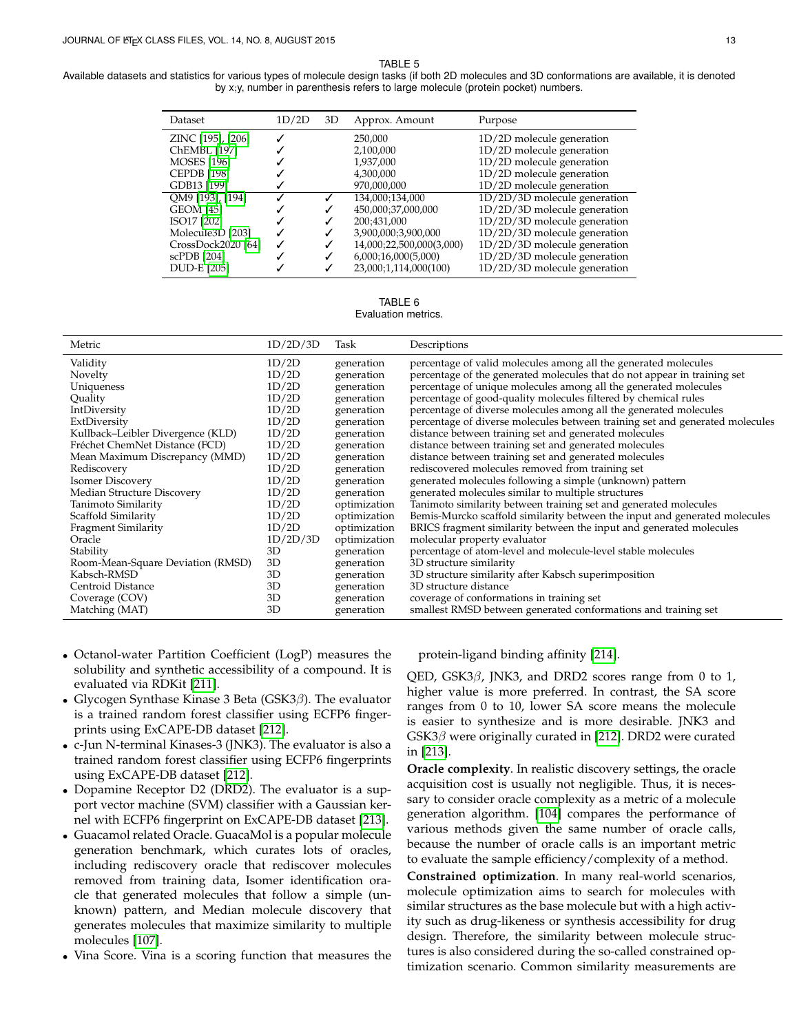TABLE 5
Available datasets and statistics for various types of molecule design tasks (if both 2D molecules and 3D conformations are available, it is denoted by x;y, number in parenthesis refers to large molecule (protein pocket) numbers.

| Dataset | 1D/2D | 3D | Approx. Amount | Purpose |
|---|---|---|---|---|
| ZINC [195], [206] | ✓ | | 250,000 | 1D/2D molecule generation |
| ChEMBL [197] | ✓ | | 2,100,000 | 1D/2D molecule generation |
| MOSES [196] | ✓ | | 1,937,000 | 1D/2D molecule generation |
| CEPDB [198] | ✓ | | 4,300,000 | 1D/2D molecule generation |
| GDB13 [199] | ✓ | | 970,000,000 | 1D/2D molecule generation |
| QM9 [193], [194] | ✓ | ✓ | 134,000;134,000 | 1D/2D/3D molecule generation |
| GEOM [45] | ✓ | ✓ | 450,000;37,000,000 | 1D/2D/3D molecule generation |
| ISO17 [202] | ✓ | ✓ | 200;431,000 | 1D/2D/3D molecule generation |
| Molecule3D [203] | ✓ | ✓ | 3,900,000;3,900,000 | 1D/2D/3D molecule generation |
| CrossDock2020 [64] | ✓ | ✓ | 14,000;22,500,000(3,000) | 1D/2D/3D molecule generation |
| scPDB [204] | ✓ | ✓ | 6,000;16,000(5,000) | 1D/2D/3D molecule generation |
| DUD-E [205] | ✓ | ✓ | 23,000;1,114,000(100) | 1D/2D/3D molecule generation |

TABLE 6
Evaluation metrics.

| Metric | 1D/2D/3D | Task | Descriptions |
|---|---|---|---|
| Validity | 1D/2D | generation | percentage of valid molecules among all the generated molecules |
| Novelty | 1D/2D | generation | percentage of the generated molecules that do not appear in training set |
| Uniqueness | 1D/2D | generation | percentage of unique molecules among all the generated molecules |
| Quality | 1D/2D | generation | percentage of good-quality molecules filtered by chemical rules |
| IntDiversity | 1D/2D | generation | percentage of diverse molecules among all the generated molecules |
| ExtDiversity | 1D/2D | generation | percentage of diverse molecules between training set and generated molecules |
| Kullback–Leibler Divergence (KLD) | 1D/2D | generation | distance between training set and generated molecules |
| Fréchet ChemNet Distance (FCD) | 1D/2D | generation | distance between training set and generated molecules |
| Mean Maximum Discrepancy (MMD) | 1D/2D | generation | distance between training set and generated molecules |
| Rediscovery | 1D/2D | generation | rediscovered molecules removed from training set |
| Isomer Discovery | 1D/2D | generation | generated molecules following a simple (unknown) pattern |
| Median Structure Discovery | 1D/2D | generation | generated molecules similar to multiple structures |
| Tanimoto Similarity | 1D/2D | optimization | Tanimoto similarity between training set and generated molecules |
| Scaffold Similarity | 1D/2D | optimization | Bemis-Murcko scaffold similarity between the input and generated molecules |
| Fragment Similarity | 1D/2D | optimization | BRICS fragment similarity between the input and generated molecules |
| Oracle | 1D/2D/3D | optimization | molecular property evaluator |
| Stability | 3D | generation | percentage of atom-level and molecule-level stable molecules |
| Room-Mean-Square Deviation (RMSD) | 3D | generation | 3D structure similarity |
| Kabsch-RMSD | 3D | generation | 3D structure similarity after Kabsch superimposition |
| Centroid Distance | 3D | generation | 3D structure distance |
| Coverage (COV) | 3D | generation | coverage of conformations in training set |
| Matching (MAT) | 3D | generation | smallest RMSD between generated conformations and training set |

- Octanol-water Partition Coefficient (LogP) measures the solubility and synthetic accessibility of a compound. It is evaluated via RDKit [211].
- Glycogen Synthase Kinase 3 Beta (GSK3$\beta$). The evaluator is a trained random forest classifier using ECFP6 fingerprints using ExCAPE-DB dataset [212].
- c-Jun N-terminal Kinases-3 (JNK3). The evaluator is also a trained random forest classifier using ECFP6 fingerprints using ExCAPE-DB dataset [212].
- Dopamine Receptor D2 (DRD2). The evaluator is a support vector machine (SVM) classifier with a Gaussian kernel with ECFP6 fingerprint on ExCAPE-DB dataset [213].
- Guacamol related Oracle. GuacaMol is a popular molecule generation benchmark, which curates lots of oracles, including rediscovery oracle that rediscover molecules removed from training data, Isomer identification oracle that generated molecules that follow a simple (unknown) pattern, and Median molecule discovery that generates molecules that maximize similarity to multiple molecules [107].
- Vina Score. Vina is a scoring function that measures the protein-ligand binding affinity [214].

QED, GSK3$\beta$, JNK3, and DRD2 scores range from 0 to 1, higher value is more preferred. In contrast, the SA score ranges from 0 to 10, lower SA score means the molecule is easier to synthesize and is more desirable. JNK3 and GSK3$\beta$ were originally curated in [212]. DRD2 were curated in [213].

**Oracle complexity**. In realistic discovery settings, the oracle acquisition cost is usually not negligible. Thus, it is necessary to consider oracle complexity as a metric of a molecule generation algorithm. [104] compares the performance of various methods given the same number of oracle calls, because the number of oracle calls is an important metric to evaluate the sample efficiency/complexity of a method.

**Constrained optimization**. In many real-world scenarios, molecule optimization aims to search for molecules with similar structures as the base molecule but with a high activity such as drug-likeness or synthesis accessibility for drug design. Therefore, the similarity between molecule structures is also considered during the so-called constrained optimization scenario. Common similarity measurements are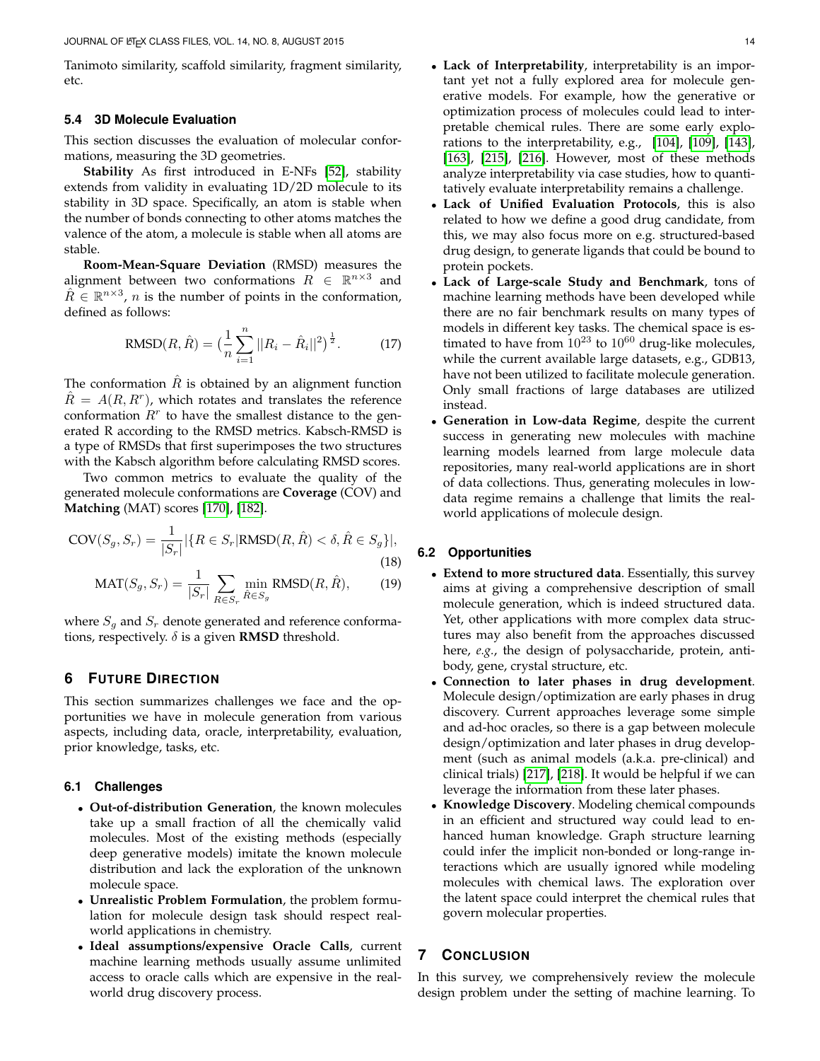Tanimoto similarity, scaffold similarity, fragment similarity, etc.

### 5.4 3D Molecule Evaluation

This section discusses the evaluation of molecular conformations, measuring the 3D geometries.

**Stability** As first introduced in E-NFs [52], stability extends from validity in evaluating 1D/2D molecule to its stability in 3D space. Specifically, an atom is stable when the number of bonds connecting to other atoms matches the valence of the atom, a molecule is stable when all atoms are stable.

**Room-Mean-Square Deviation** (RMSD) measures the alignment between two conformations $R \in \mathbb{R}^{n\times 3}$ and $\hat{R} \in \mathbb{R}^{n\times 3}$, $n$ is the number of points in the conformation, defined as follows:

$$\mathrm{RMSD}(R, \hat{R}) = \big(\frac{1}{n}\sum_{i=1}^{n} ||R_i - \hat{R}_i||^2\big)^{\frac{1}{2}}. \tag{17}$$

The conformation $\hat{R}$ is obtained by an alignment function $\hat{R} = A(R, R^r)$, which rotates and translates the reference conformation $R^r$ to have the smallest distance to the generated R according to the RMSD metrics. Kabsch-RMSD is a type of RMSDs that first superimposes the two structures with the Kabsch algorithm before calculating RMSD scores.

Two common metrics to evaluate the quality of the generated molecule conformations are **Coverage** (COV) and **Matching** (MAT) scores [170], [182].

$$\mathrm{COV}(S_g, S_r) = \frac{1}{|S_r|}|\{R \in S_r | \mathrm{RMSD}(R, \hat{R}) < \delta, \hat{R} \in S_g\}|, \tag{18}$$

$$\mathrm{MAT}(S_g, S_r) = \frac{1}{|S_r|}\sum_{R\in S_r} \min_{\hat{R}\in S_g} \mathrm{RMSD}(R, \hat{R}), \tag{19}$$

where $S_g$ and $S_r$ denote generated and reference conformations, respectively. $\delta$ is a given **RMSD** threshold.

## 6 Future Direction

This section summarizes challenges we face and the opportunities we have in molecule generation from various aspects, including data, oracle, interpretability, evaluation, prior knowledge, tasks, etc.

### 6.1 Challenges

- **Out-of-distribution Generation**, the known molecules take up a small fraction of all the chemically valid molecules. Most of the existing methods (especially deep generative models) imitate the known molecule distribution and lack the exploration of the unknown molecule space.
- **Unrealistic Problem Formulation**, the problem formulation for molecule design task should respect real-world applications in chemistry.
- **Ideal assumptions/expensive Oracle Calls**, current machine learning methods usually assume unlimited access to oracle calls which are expensive in the real-world drug discovery process.
- **Lack of Interpretability**, interpretability is an important yet not a fully explored area for molecule generative models. For example, how the generative or optimization process of molecules could lead to interpretable chemical rules. There are some early explorations to the interpretability, e.g., [104], [109], [143], [163], [215], [216]. However, most of these methods analyze interpretability via case studies, how to quantitatively evaluate interpretability remains a challenge.
- **Lack of Unified Evaluation Protocols**, this is also related to how we define a good drug candidate, from this, we may also focus more on e.g. structured-based drug design, to generate ligands that could be bound to protein pockets.
- **Lack of Large-scale Study and Benchmark**, tons of machine learning methods have been developed while there are no fair benchmark results on many types of models in different key tasks. The chemical space is estimated to have from $10^{23}$ to $10^{60}$ drug-like molecules, while the current available large datasets, e.g., GDB13, have not been utilized to facilitate molecule generation. Only small fractions of large databases are utilized instead.
- **Generation in Low-data Regime**, despite the current success in generating new molecules with machine learning models learned from large molecule data repositories, many real-world applications are in short of data collections. Thus, generating molecules in low-data regime remains a challenge that limits the real-world applications of molecule design.

### 6.2 Opportunities

- **Extend to more structured data**. Essentially, this survey aims at giving a comprehensive description of small molecule generation, which is indeed structured data. Yet, other applications with more complex data structures may also benefit from the approaches discussed here, *e.g.*, the design of polysaccharide, protein, antibody, gene, crystal structure, etc.
- **Connection to later phases in drug development**. Molecule design/optimization are early phases in drug discovery. Current approaches leverage some simple and ad-hoc oracles, so there is a gap between molecule design/optimization and later phases in drug development (such as animal models (a.k.a. pre-clinical) and clinical trials) [217], [218]. It would be helpful if we can leverage the information from these later phases.
- **Knowledge Discovery**. Modeling chemical compounds in an efficient and structured way could lead to enhanced human knowledge. Graph structure learning could infer the implicit non-bonded or long-range interactions which are usually ignored while modeling molecules with chemical laws. The exploration over the latent space could interpret the chemical rules that govern molecular properties.

## 7 Conclusion

In this survey, we comprehensively review the molecule design problem under the setting of machine learning. To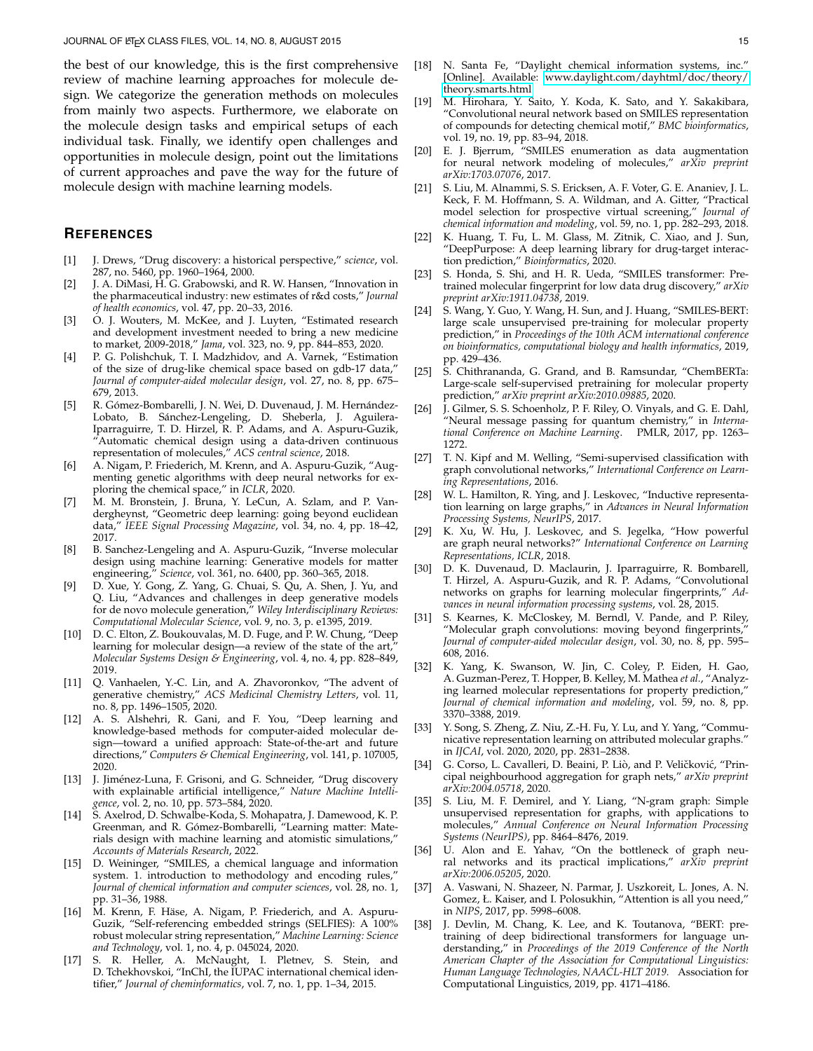the best of our knowledge, this is the first comprehensive review of machine learning approaches for molecule design. We categorize the generation methods on molecules from mainly two aspects. Furthermore, we elaborate on the molecule design tasks and empirical setups of each individual task. Finally, we identify open challenges and opportunities in molecule design, point out the limitations of current approaches and pave the way for the future of molecule design with machine learning models.

## REFERENCES

[1] J. Drews, "Drug discovery: a historical perspective," *science*, vol. 287, no. 5460, pp. 1960–1964, 2000.

[2] J. A. DiMasi, H. G. Grabowski, and R. W. Hansen, "Innovation in the pharmaceutical industry: new estimates of r&d costs," *Journal of health economics*, vol. 47, pp. 20–33, 2016.

[3] O. J. Wouters, M. McKee, and J. Luyten, "Estimated research and development investment needed to bring a new medicine to market, 2009-2018," *Jama*, vol. 323, no. 9, pp. 844–853, 2020.

[4] P. G. Polishchuk, T. I. Madzhidov, and A. Varnek, "Estimation of the size of drug-like chemical space based on gdb-17 data," *Journal of computer-aided molecular design*, vol. 27, no. 8, pp. 675–679, 2013.

[5] R. Gómez-Bombarelli, J. N. Wei, D. Duvenaud, J. M. Hernández-Lobato, B. Sánchez-Lengeling, D. Sheberla, J. Aguilera-Iparraguirre, T. D. Hirzel, R. P. Adams, and A. Aspuru-Guzik, "Automatic chemical design using a data-driven continuous representation of molecules," *ACS central science*, 2018.

[6] A. Nigam, P. Friederich, M. Krenn, and A. Aspuru-Guzik, "Augmenting genetic algorithms with deep neural networks for exploring the chemical space," in *ICLR*, 2020.

[7] M. M. Bronstein, J. Bruna, Y. LeCun, A. Szlam, and P. Vandergheynst, "Geometric deep learning: going beyond euclidean data," *IEEE Signal Processing Magazine*, vol. 34, no. 4, pp. 18–42, 2017.

[8] B. Sanchez-Lengeling and A. Aspuru-Guzik, "Inverse molecular design using machine learning: Generative models for matter engineering," *Science*, vol. 361, no. 6400, pp. 360–365, 2018.

[9] D. Xue, Y. Gong, Z. Yang, G. Chuai, S. Qu, A. Shen, J. Yu, and Q. Liu, "Advances and challenges in deep generative models for de novo molecule generation," *Wiley Interdisciplinary Reviews: Computational Molecular Science*, vol. 9, no. 3, p. e1395, 2019.

[10] D. C. Elton, Z. Boukouvalas, M. D. Fuge, and P. W. Chung, "Deep learning for molecular design—a review of the state of the art," *Molecular Systems Design & Engineering*, vol. 4, no. 4, pp. 828–849, 2019.

[11] Q. Vanhaelen, Y.-C. Lin, and A. Zhavoronkov, "The advent of generative chemistry," *ACS Medicinal Chemistry Letters*, vol. 11, no. 8, pp. 1496–1505, 2020.

[12] A. S. Alshehri, R. Gani, and F. You, "Deep learning and knowledge-based methods for computer-aided molecular design—toward a unified approach: State-of-the-art and future directions," *Computers & Chemical Engineering*, vol. 141, p. 107005, 2020.

[13] J. Jiménez-Luna, F. Grisoni, and G. Schneider, "Drug discovery with explainable artificial intelligence," *Nature Machine Intelligence*, vol. 2, no. 10, pp. 573–584, 2020.

[14] S. Axelrod, D. Schwalbe-Koda, S. Mohapatra, J. Damewood, K. P. Greenman, and R. Gómez-Bombarelli, "Learning matter: Materials design with machine learning and atomistic simulations," *Accounts of Materials Research*, 2022.

[15] D. Weininger, "SMILES, a chemical language and information system. 1. introduction to methodology and encoding rules," *Journal of chemical information and computer sciences*, vol. 28, no. 1, pp. 31–36, 1988.

[16] M. Krenn, F. Häse, A. Nigam, P. Friederich, and A. Aspuru-Guzik, "Self-referencing embedded strings (SELFIES): A 100% robust molecular string representation," *Machine Learning: Science and Technology*, vol. 1, no. 4, p. 045024, 2020.

[17] S. R. Heller, A. McNaught, I. Pletnev, S. Stein, and D. Tchekhovskoi, "InChI, the IUPAC international chemical identifier," *Journal of cheminformatics*, vol. 7, no. 1, pp. 1–34, 2015.

[18] N. Santa Fe, "Daylight chemical information systems, inc." [Online]. Available: www.daylight.com/dayhtml/doc/theory/theory.smarts.html

[19] M. Hirohara, Y. Saito, Y. Koda, K. Sato, and Y. Sakakibara, "Convolutional neural network based on SMILES representation of compounds for detecting chemical motif," *BMC bioinformatics*, vol. 19, no. 19, pp. 83–94, 2018.

[20] E. J. Bjerrum, "SMILES enumeration as data augmentation for neural network modeling of molecules," *arXiv preprint arXiv:1703.07076*, 2017.

[21] S. Liu, M. Alnammi, S. S. Ericksen, A. F. Voter, G. E. Ananiev, J. L. Keck, F. M. Hoffmann, S. A. Wildman, and A. Gitter, "Practical model selection for prospective virtual screening," *Journal of chemical information and modeling*, vol. 59, no. 1, pp. 282–293, 2018.

[22] K. Huang, T. Fu, L. M. Glass, M. Zitnik, C. Xiao, and J. Sun, "DeepPurpose: A deep learning library for drug-target interaction prediction," *Bioinformatics*, 2020.

[23] S. Honda, S. Shi, and H. R. Ueda, "SMILES transformer: Pre-trained molecular fingerprint for low data drug discovery," *arXiv preprint arXiv:1911.04738*, 2019.

[24] S. Wang, Y. Guo, Y. Wang, H. Sun, and J. Huang, "SMILES-BERT: large scale unsupervised pre-training for molecular property prediction," in *Proceedings of the 10th ACM international conference on bioinformatics, computational biology and health informatics*, 2019, pp. 429–436.

[25] S. Chithrananda, G. Grand, and B. Ramsundar, "ChemBERTa: Large-scale self-supervised pretraining for molecular property prediction," *arXiv preprint arXiv:2010.09885*, 2020.

[26] J. Gilmer, S. S. Schoenholz, P. F. Riley, O. Vinyals, and G. E. Dahl, "Neural message passing for quantum chemistry," in *International Conference on Machine Learning*. PMLR, 2017, pp. 1263–1272.

[27] T. N. Kipf and M. Welling, "Semi-supervised classification with graph convolutional networks," *International Conference on Learning Representations*, 2016.

[28] W. L. Hamilton, R. Ying, and J. Leskovec, "Inductive representation learning on large graphs," in *Advances in Neural Information Processing Systems, NeurIPS*, 2017.

[29] K. Xu, W. Hu, J. Leskovec, and S. Jegelka, "How powerful are graph neural networks?" *International Conference on Learning Representations, ICLR*, 2018.

[30] D. K. Duvenaud, D. Maclaurin, J. Iparraguirre, R. Bombarell, T. Hirzel, A. Aspuru-Guzik, and R. P. Adams, "Convolutional networks on graphs for learning molecular fingerprints," *Advances in neural information processing systems*, vol. 28, 2015.

[31] S. Kearnes, K. McCloskey, M. Berndl, V. Pande, and P. Riley, "Molecular graph convolutions: moving beyond fingerprints," *Journal of computer-aided molecular design*, vol. 30, no. 8, pp. 595–608, 2016.

[32] K. Yang, K. Swanson, W. Jin, C. Coley, P. Eiden, H. Gao, A. Guzman-Perez, T. Hopper, B. Kelley, M. Mathea *et al.*, "Analyzing learned molecular representations for property prediction," *Journal of chemical information and modeling*, vol. 59, no. 8, pp. 3370–3388, 2019.

[33] Y. Song, S. Zheng, Z. Niu, Z.-H. Fu, Y. Lu, and Y. Yang, "Communicative representation learning on attributed molecular graphs." in *IJCAI*, vol. 2020, 2020, pp. 2831–2838.

[34] G. Corso, L. Cavalleri, D. Beaini, P. Liò, and P. Veličković, "Principal neighbourhood aggregation for graph nets," *arXiv preprint arXiv:2004.05718*, 2020.

[35] S. Liu, M. F. Demirel, and Y. Liang, "N-gram graph: Simple unsupervised representation for graphs, with applications to molecules," *Annual Conference on Neural Information Processing Systems (NeurIPS)*, pp. 8464–8476, 2019.

[36] U. Alon and E. Yahav, "On the bottleneck of graph neural networks and its practical implications," *arXiv preprint arXiv:2006.05205*, 2020.

[37] A. Vaswani, N. Shazeer, N. Parmar, J. Uszkoreit, L. Jones, A. N. Gomez, Ł. Kaiser, and I. Polosukhin, "Attention is all you need," in *NIPS*, 2017, pp. 5998–6008.

[38] J. Devlin, M. Chang, K. Lee, and K. Toutanova, "BERT: pre-training of deep bidirectional transformers for language understanding," in *Proceedings of the 2019 Conference of the North American Chapter of the Association for Computational Linguistics: Human Language Technologies, NAACL-HLT 2019*. Association for Computational Linguistics, 2019, pp. 4171–4186.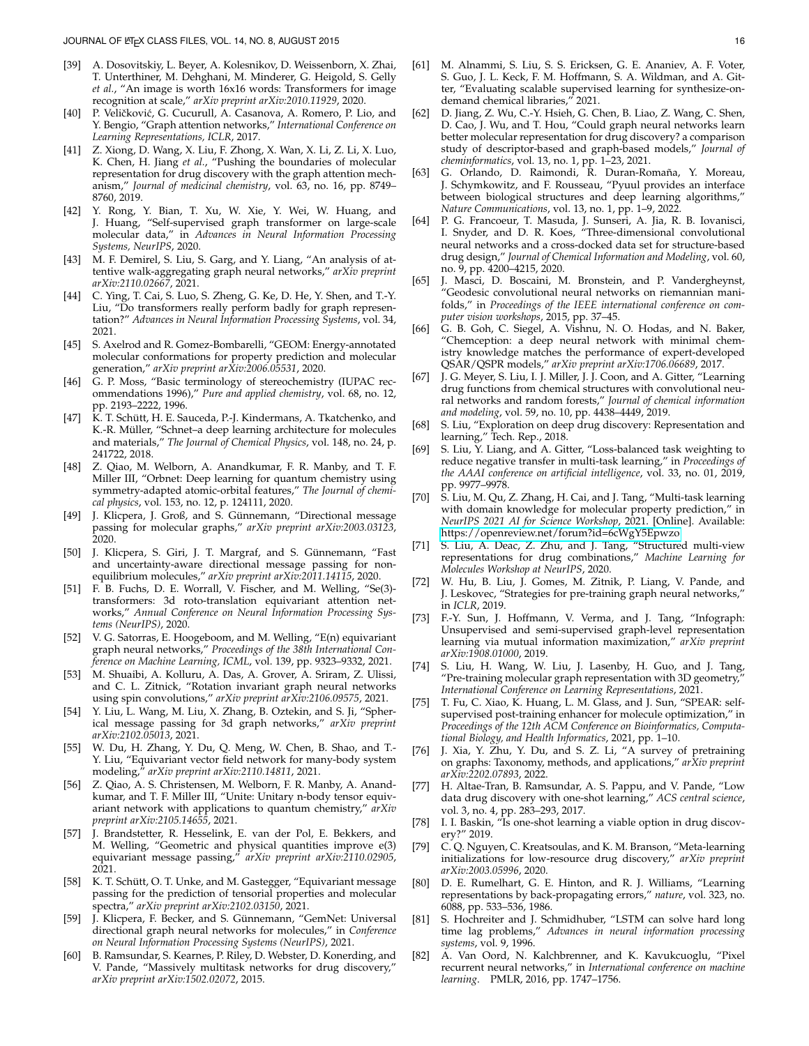[39] A. Dosovitskiy, L. Beyer, A. Kolesnikov, D. Weissenborn, X. Zhai, T. Unterthiner, M. Dehghani, M. Minderer, G. Heigold, S. Gelly *et al.*, "An image is worth 16x16 words: Transformers for image recognition at scale," *arXiv preprint arXiv:2010.11929*, 2020.

[40] P. Veličković, G. Cucurull, A. Casanova, A. Romero, P. Lio, and Y. Bengio, "Graph attention networks," *International Conference on Learning Representations, ICLR*, 2017.

[41] Z. Xiong, D. Wang, X. Liu, F. Zhong, X. Wan, X. Li, Z. Li, X. Luo, K. Chen, H. Jiang *et al.*, "Pushing the boundaries of molecular representation for drug discovery with the graph attention mechanism," *Journal of medicinal chemistry*, vol. 63, no. 16, pp. 8749–8760, 2019.

[42] Y. Rong, Y. Bian, T. Xu, W. Xie, Y. Wei, W. Huang, and J. Huang, "Self-supervised graph transformer on large-scale molecular data," in *Advances in Neural Information Processing Systems, NeurIPS*, 2020.

[43] M. F. Demirel, S. Liu, S. Garg, and Y. Liang, "An analysis of attentive walk-aggregating graph neural networks," *arXiv preprint arXiv:2110.02667*, 2021.

[44] C. Ying, T. Cai, S. Luo, S. Zheng, G. Ke, D. He, Y. Shen, and T.-Y. Liu, "Do transformers really perform badly for graph representation?" *Advances in Neural Information Processing Systems*, vol. 34, 2021.

[45] S. Axelrod and R. Gomez-Bombarelli, "GEOM: Energy-annotated molecular conformations for property prediction and molecular generation," *arXiv preprint arXiv:2006.05531*, 2020.

[46] G. P. Moss, "Basic terminology of stereochemistry (IUPAC recommendations 1996)," *Pure and applied chemistry*, vol. 68, no. 12, pp. 2193–2222, 1996.

[47] K. T. Schütt, H. E. Sauceda, P.-J. Kindermans, A. Tkatchenko, and K.-R. Müller, "Schnet–a deep learning architecture for molecules and materials," *The Journal of Chemical Physics*, vol. 148, no. 24, p. 241722, 2018.

[48] Z. Qiao, M. Welborn, A. Anandkumar, F. R. Manby, and T. F. Miller III, "Orbnet: Deep learning for quantum chemistry using symmetry-adapted atomic-orbital features," *The Journal of chemical physics*, vol. 153, no. 12, p. 124111, 2020.

[49] J. Klicpera, J. Groß, and S. Günnemann, "Directional message passing for molecular graphs," *arXiv preprint arXiv:2003.03123*, 2020.

[50] J. Klicpera, S. Giri, J. T. Margraf, and S. Günnemann, "Fast and uncertainty-aware directional message passing for non-equilibrium molecules," *arXiv preprint arXiv:2011.14115*, 2020.

[51] F. B. Fuchs, D. E. Worrall, V. Fischer, and M. Welling, "Se(3)-transformers: 3d roto-translation equivariant attention networks," *Annual Conference on Neural Information Processing Systems (NeurIPS)*, 2020.

[52] V. G. Satorras, E. Hoogeboom, and M. Welling, "E(n) equivariant graph neural networks," *Proceedings of the 38th International Conference on Machine Learning, ICML*, vol. 139, pp. 9323–9332, 2021.

[53] M. Shuaibi, A. Kolluru, A. Das, A. Grover, A. Sriram, Z. Ulissi, and C. L. Zitnick, "Rotation invariant graph neural networks using spin convolutions," *arXiv preprint arXiv:2106.09575*, 2021.

[54] Y. Liu, L. Wang, M. Liu, X. Zhang, B. Oztekin, and S. Ji, "Spherical message passing for 3d graph networks," *arXiv preprint arXiv:2102.05013*, 2021.

[55] W. Du, H. Zhang, Y. Du, Q. Meng, W. Chen, B. Shao, and T.-Y. Liu, "Equivariant vector field network for many-body system modeling," *arXiv preprint arXiv:2110.14811*, 2021.

[56] Z. Qiao, A. S. Christensen, M. Welborn, F. R. Manby, A. Anandkumar, and T. F. Miller III, "Unite: Unitary n-body tensor equivariant network with applications to quantum chemistry," *arXiv preprint arXiv:2105.14655*, 2021.

[57] J. Brandstetter, R. Hesselink, E. van der Pol, E. Bekkers, and M. Welling, "Geometric and physical quantities improve e(3) equivariant message passing," *arXiv preprint arXiv:2110.02905*, 2021.

[58] K. T. Schütt, O. T. Unke, and M. Gastegger, "Equivariant message passing for the prediction of tensorial properties and molecular spectra," *arXiv preprint arXiv:2102.03150*, 2021.

[59] J. Klicpera, F. Becker, and S. Günnemann, "GemNet: Universal directional graph neural networks for molecules," in *Conference on Neural Information Processing Systems (NeurIPS)*, 2021.

[60] B. Ramsundar, S. Kearnes, P. Riley, D. Webster, D. Konerding, and V. Pande, "Massively multitask networks for drug discovery," *arXiv preprint arXiv:1502.02072*, 2015.

[61] M. Alnammi, S. Liu, S. S. Ericksen, G. E. Ananiev, A. F. Voter, S. Guo, J. L. Keck, F. M. Hoffmann, S. A. Wildman, and A. Gitter, "Evaluating scalable supervised learning for synthesize-on-demand chemical libraries," 2021.

[62] D. Jiang, Z. Wu, C.-Y. Hsieh, G. Chen, B. Liao, Z. Wang, C. Shen, D. Cao, J. Wu, and T. Hou, "Could graph neural networks learn better molecular representation for drug discovery? a comparison study of descriptor-based and graph-based models," *Journal of cheminformatics*, vol. 13, no. 1, pp. 1–23, 2021.

[63] G. Orlando, D. Raimondi, R. Duran-Romaña, Y. Moreau, J. Schymkowitz, and F. Rousseau, "Pyuul provides an interface between biological structures and deep learning algorithms," *Nature Communications*, vol. 13, no. 1, pp. 1–9, 2022.

[64] P. G. Francoeur, T. Masuda, J. Sunseri, A. Jia, R. B. Iovanisci, I. Snyder, and D. R. Koes, "Three-dimensional convolutional neural networks and a cross-docked data set for structure-based drug design," *Journal of Chemical Information and Modeling*, vol. 60, no. 9, pp. 4200–4215, 2020.

[65] J. Masci, D. Boscaini, M. Bronstein, and P. Vandergheynst, "Geodesic convolutional neural networks on riemannian manifolds," in *Proceedings of the IEEE international conference on computer vision workshops*, 2015, pp. 37–45.

[66] G. B. Goh, C. Siegel, A. Vishnu, N. O. Hodas, and N. Baker, "Chemception: a deep neural network with minimal chemistry knowledge matches the performance of expert-developed QSAR/QSPR models," *arXiv preprint arXiv:1706.06689*, 2017.

[67] J. G. Meyer, S. Liu, I. J. Miller, J. J. Coon, and A. Gitter, "Learning drug functions from chemical structures with convolutional neural networks and random forests," *Journal of chemical information and modeling*, vol. 59, no. 10, pp. 4438–4449, 2019.

[68] S. Liu, "Exploration on deep drug discovery: Representation and learning," Tech. Rep., 2018.

[69] S. Liu, Y. Liang, and A. Gitter, "Loss-balanced task weighting to reduce negative transfer in multi-task learning," in *Proceedings of the AAAI conference on artificial intelligence*, vol. 33, no. 01, 2019, pp. 9977–9978.

[70] S. Liu, M. Qu, Z. Zhang, H. Cai, and J. Tang, "Multi-task learning with domain knowledge for molecular property prediction," in *NeurIPS 2021 AI for Science Workshop*, 2021. [Online]. Available: https://openreview.net/forum?id=6cWgY5Epwzo

[71] S. Liu, A. Deac, Z. Zhu, and J. Tang, "Structured multi-view representations for drug combinations," *Machine Learning for Molecules Workshop at NeurIPS*, 2020.

[72] W. Hu, B. Liu, J. Gomes, M. Zitnik, P. Liang, V. Pande, and J. Leskovec, "Strategies for pre-training graph neural networks," in *ICLR*, 2019.

[73] F.-Y. Sun, J. Hoffmann, V. Verma, and J. Tang, "Infograph: Unsupervised and semi-supervised graph-level representation learning via mutual information maximization," *arXiv preprint arXiv:1908.01000*, 2019.

[74] S. Liu, H. Wang, W. Liu, J. Lasenby, H. Guo, and J. Tang, "Pre-training molecular graph representation with 3D geometry," *International Conference on Learning Representations*, 2021.

[75] T. Fu, C. Xiao, K. Huang, L. M. Glass, and J. Sun, "SPEAR: self-supervised post-training enhancer for molecule optimization," in *Proceedings of the 12th ACM Conference on Bioinformatics, Computational Biology, and Health Informatics*, 2021, pp. 1–10.

[76] J. Xia, Y. Zhu, Y. Du, and S. Z. Li, "A survey of pretraining on graphs: Taxonomy, methods, and applications," *arXiv preprint arXiv:2202.07893*, 2022.

[77] H. Altae-Tran, B. Ramsundar, A. S. Pappu, and V. Pande, "Low data drug discovery with one-shot learning," *ACS central science*, vol. 3, no. 4, pp. 283–293, 2017.

[78] I. I. Baskin, "Is one-shot learning a viable option in drug discovery?" 2019.

[79] C. Q. Nguyen, C. Kreatsoulas, and K. M. Branson, "Meta-learning initializations for low-resource drug discovery," *arXiv preprint arXiv:2003.05996*, 2020.

[80] D. E. Rumelhart, G. E. Hinton, and R. J. Williams, "Learning representations by back-propagating errors," *nature*, vol. 323, no. 6088, pp. 533–536, 1986.

[81] S. Hochreiter and J. Schmidhuber, "LSTM can solve hard long time lag problems," *Advances in neural information processing systems*, vol. 9, 1996.

[82] A. Van Oord, N. Kalchbrenner, and K. Kavukcuoglu, "Pixel recurrent neural networks," in *International conference on machine learning*. PMLR, 2016, pp. 1747–1756.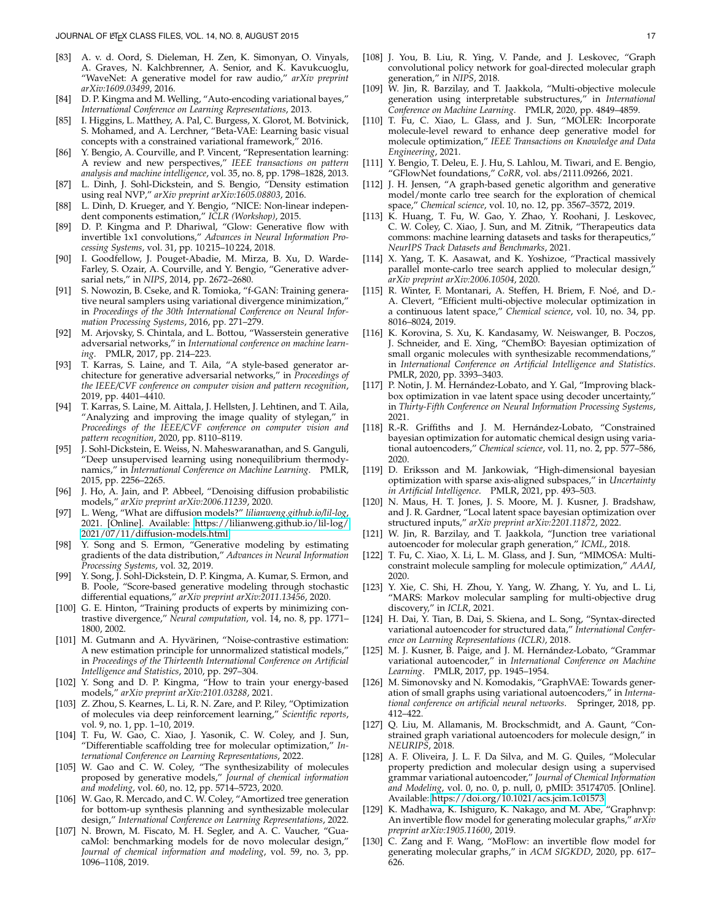- [83] A. v. d. Oord, S. Dieleman, H. Zen, K. Simonyan, O. Vinyals, A. Graves, N. Kalchbrenner, A. Senior, and K. Kavukcuoglu, "WaveNet: A generative model for raw audio," *arXiv preprint arXiv:1609.03499*, 2016.
- [84] D. P. Kingma and M. Welling, "Auto-encoding variational bayes," *International Conference on Learning Representations*, 2013.
- [85] I. Higgins, L. Matthey, A. Pal, C. Burgess, X. Glorot, M. Botvinick, S. Mohamed, and A. Lerchner, "Beta-VAE: Learning basic visual concepts with a constrained variational framework," 2016.
- [86] Y. Bengio, A. Courville, and P. Vincent, "Representation learning: A review and new perspectives," *IEEE transactions on pattern analysis and machine intelligence*, vol. 35, no. 8, pp. 1798–1828, 2013.
- [87] L. Dinh, J. Sohl-Dickstein, and S. Bengio, "Density estimation using real NVP," *arXiv preprint arXiv:1605.08803*, 2016.
- [88] L. Dinh, D. Krueger, and Y. Bengio, "NICE: Non-linear independent components estimation," *ICLR (Workshop)*, 2015.
- [89] D. P. Kingma and P. Dhariwal, "Glow: Generative flow with invertible 1x1 convolutions," *Advances in Neural Information Processing Systems*, vol. 31, pp. 10 215–10 224, 2018.
- [90] I. Goodfellow, J. Pouget-Abadie, M. Mirza, B. Xu, D. Warde-Farley, S. Ozair, A. Courville, and Y. Bengio, "Generative adversarial nets," in *NIPS*, 2014, pp. 2672–2680.
- [91] S. Nowozin, B. Cseke, and R. Tomioka, "f-GAN: Training generative neural samplers using variational divergence minimization," in *Proceedings of the 30th International Conference on Neural Information Processing Systems*, 2016, pp. 271–279.
- [92] M. Arjovsky, S. Chintala, and L. Bottou, "Wasserstein generative adversarial networks," in *International conference on machine learning*. PMLR, 2017, pp. 214–223.
- [93] T. Karras, S. Laine, and T. Aila, "A style-based generator architecture for generative adversarial networks," in *Proceedings of the IEEE/CVF conference on computer vision and pattern recognition*, 2019, pp. 4401–4410.
- [94] T. Karras, S. Laine, M. Aittala, J. Hellsten, J. Lehtinen, and T. Aila, "Analyzing and improving the image quality of stylegan," in *Proceedings of the IEEE/CVF conference on computer vision and pattern recognition*, 2020, pp. 8110–8119.
- [95] J. Sohl-Dickstein, E. Weiss, N. Maheswaranathan, and S. Ganguli, "Deep unsupervised learning using nonequilibrium thermodynamics," in *International Conference on Machine Learning*. PMLR, 2015, pp. 2256–2265.
- [96] J. Ho, A. Jain, and P. Abbeel, "Denoising diffusion probabilistic models," *arXiv preprint arXiv:2006.11239*, 2020.
- [97] L. Weng, "What are diffusion models?" *lilianweng.github.io/lil-log*, 2021. [Online]. Available: https://lilianweng.github.io/lil-log/2021/07/11/diffusion-models.html
- [98] Y. Song and S. Ermon, "Generative modeling by estimating gradients of the data distribution," *Advances in Neural Information Processing Systems*, vol. 32, 2019.
- [99] Y. Song, J. Sohl-Dickstein, D. P. Kingma, A. Kumar, S. Ermon, and B. Poole, "Score-based generative modeling through stochastic differential equations," *arXiv preprint arXiv:2011.13456*, 2020.
- [100] G. E. Hinton, "Training products of experts by minimizing contrastive divergence," *Neural computation*, vol. 14, no. 8, pp. 1771–1800, 2002.
- [101] M. Gutmann and A. Hyvärinen, "Noise-contrastive estimation: A new estimation principle for unnormalized statistical models," in *Proceedings of the Thirteenth International Conference on Artificial Intelligence and Statistics*, 2010, pp. 297–304.
- [102] Y. Song and D. P. Kingma, "How to train your energy-based models," *arXiv preprint arXiv:2101.03288*, 2021.
- [103] Z. Zhou, S. Kearnes, L. Li, R. N. Zare, and P. Riley, "Optimization of molecules via deep reinforcement learning," *Scientific reports*, vol. 9, no. 1, pp. 1–10, 2019.
- [104] T. Fu, W. Gao, C. Xiao, J. Yasonik, C. W. Coley, and J. Sun, "Differentiable scaffolding tree for molecular optimization," *International Conference on Learning Representations*, 2022.
- [105] W. Gao and C. W. Coley, "The synthesizability of molecules proposed by generative models," *Journal of chemical information and modeling*, vol. 60, no. 12, pp. 5714–5723, 2020.
- [106] W. Gao, R. Mercado, and C. W. Coley, "Amortized tree generation for bottom-up synthesis planning and synthesizable molecular design," *International Conference on Learning Representations*, 2022.
- [107] N. Brown, M. Fiscato, M. H. Segler, and A. C. Vaucher, "GuacaMol: benchmarking models for de novo molecular design," *Journal of chemical information and modeling*, vol. 59, no. 3, pp. 1096–1108, 2019.
- [108] J. You, B. Liu, R. Ying, V. Pande, and J. Leskovec, "Graph convolutional policy network for goal-directed molecular graph generation," in *NIPS*, 2018.
- [109] W. Jin, R. Barzilay, and T. Jaakkola, "Multi-objective molecule generation using interpretable substructures," in *International Conference on Machine Learning*. PMLR, 2020, pp. 4849–4859.
- [110] T. Fu, C. Xiao, L. Glass, and J. Sun, "MOLER: Incorporate molecule-level reward to enhance deep generative model for molecule optimization," *IEEE Transactions on Knowledge and Data Engineering*, 2021.
- [111] Y. Bengio, T. Deleu, E. J. Hu, S. Lahlou, M. Tiwari, and E. Bengio, "GFlowNet foundations," *CoRR*, vol. abs/2111.09266, 2021.
- [112] J. H. Jensen, "A graph-based genetic algorithm and generative model/monte carlo tree search for the exploration of chemical space," *Chemical science*, vol. 10, no. 12, pp. 3567–3572, 2019.
- [113] K. Huang, T. Fu, W. Gao, Y. Zhao, Y. Roohani, J. Leskovec, C. W. Coley, C. Xiao, J. Sun, and M. Zitnik, "Therapeutics data commons: machine learning datasets and tasks for therapeutics," *NeurIPS Track Datasets and Benchmarks*, 2021.
- [114] X. Yang, T. K. Aasawat, and K. Yoshizoe, "Practical massively parallel monte-carlo tree search applied to molecular design," *arXiv preprint arXiv:2006.10504*, 2020.
- [115] R. Winter, F. Montanari, A. Steffen, H. Briem, F. Noé, and D.-A. Clevert, "Efficient multi-objective molecular optimization in a continuous latent space," *Chemical science*, vol. 10, no. 34, pp. 8016–8024, 2019.
- [116] K. Korovina, S. Xu, K. Kandasamy, W. Neiswanger, B. Poczos, J. Schneider, and E. Xing, "ChemBO: Bayesian optimization of small organic molecules with synthesizable recommendations," in *International Conference on Artificial Intelligence and Statistics*. PMLR, 2020, pp. 3393–3403.
- [117] P. Notin, J. M. Hernández-Lobato, and Y. Gal, "Improving black-box optimization in vae latent space using decoder uncertainty," in *Thirty-Fifth Conference on Neural Information Processing Systems*, 2021.
- [118] R.-R. Griffiths and J. M. Hernández-Lobato, "Constrained bayesian optimization for automatic chemical design using variational autoencoders," *Chemical science*, vol. 11, no. 2, pp. 577–586, 2020.
- [119] D. Eriksson and M. Jankowiak, "High-dimensional bayesian optimization with sparse axis-aligned subspaces," in *Uncertainty in Artificial Intelligence*. PMLR, 2021, pp. 493–503.
- [120] N. Maus, H. T. Jones, J. S. Moore, M. J. Kusner, J. Bradshaw, and J. R. Gardner, "Local latent space bayesian optimization over structured inputs," *arXiv preprint arXiv:2201.11872*, 2022.
- [121] W. Jin, R. Barzilay, and T. Jaakkola, "Junction tree variational autoencoder for molecular graph generation," *ICML*, 2018.
- [122] T. Fu, C. Xiao, X. Li, L. M. Glass, and J. Sun, "MIMOSA: Multi-constraint molecule sampling for molecule optimization," *AAAI*, 2020.
- [123] Y. Xie, C. Shi, H. Zhou, Y. Yang, W. Zhang, Y. Yu, and L. Li, "MARS: Markov molecular sampling for multi-objective drug discovery," in *ICLR*, 2021.
- [124] H. Dai, Y. Tian, B. Dai, S. Skiena, and L. Song, "Syntax-directed variational autoencoder for structured data," *International Conference on Learning Representations (ICLR)*, 2018.
- [125] M. J. Kusner, B. Paige, and J. M. Hernández-Lobato, "Grammar variational autoencoder," in *International Conference on Machine Learning*. PMLR, 2017, pp. 1945–1954.
- [126] M. Simonovsky and N. Komodakis, "GraphVAE: Towards generation of small graphs using variational autoencoders," in *International conference on artificial neural networks*. Springer, 2018, pp. 412–422.
- [127] Q. Liu, M. Allamanis, M. Brockschmidt, and A. Gaunt, "Constrained graph variational autoencoders for molecule design," in *NEURIPS*, 2018.
- [128] A. F. Oliveira, J. L. F. Da Silva, and M. G. Quiles, "Molecular property prediction and molecular design using a supervised grammar variational autoencoder," *Journal of Chemical Information and Modeling*, vol. 0, no. 0, p. null, 0, pMID: 35174705. [Online]. Available: https://doi.org/10.1021/acs.jcim.1c01573
- [129] K. Madhawa, K. Ishiguro, K. Nakago, and M. Abe, "Graphnvp: An invertible flow model for generating molecular graphs," *arXiv preprint arXiv:1905.11600*, 2019.
- [130] C. Zang and F. Wang, "MoFlow: an invertible flow model for generating molecular graphs," in *ACM SIGKDD*, 2020, pp. 617–626.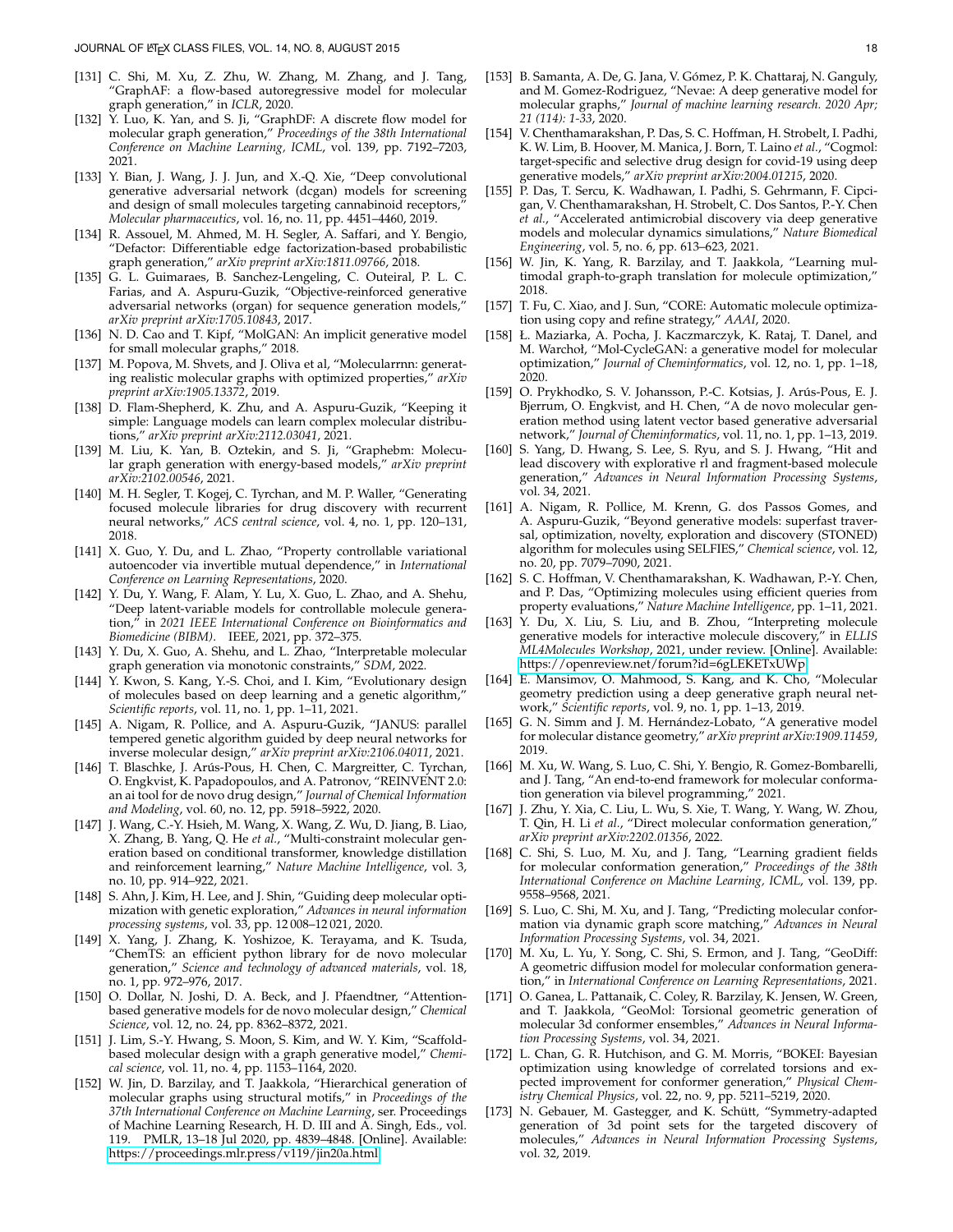[131] C. Shi, M. Xu, Z. Zhu, W. Zhang, M. Zhang, and J. Tang, "GraphAF: a flow-based autoregressive model for molecular graph generation," in *ICLR*, 2020.

[132] Y. Luo, K. Yan, and S. Ji, "GraphDF: A discrete flow model for molecular graph generation," *Proceedings of the 38th International Conference on Machine Learning, ICML*, vol. 139, pp. 7192–7203, 2021.

[133] Y. Bian, J. Wang, J. J. Jun, and X.-Q. Xie, "Deep convolutional generative adversarial network (dcgan) models for screening and design of small molecules targeting cannabinoid receptors," *Molecular pharmaceutics*, vol. 16, no. 11, pp. 4451–4460, 2019.

[134] R. Assouel, M. Ahmed, M. H. Segler, A. Saffari, and Y. Bengio, "Defactor: Differentiable edge factorization-based probabilistic graph generation," *arXiv preprint arXiv:1811.09766*, 2018.

[135] G. L. Guimaraes, B. Sanchez-Lengeling, C. Outeiral, P. L. C. Farias, and A. Aspuru-Guzik, "Objective-reinforced generative adversarial networks (organ) for sequence generation models," *arXiv preprint arXiv:1705.10843*, 2017.

[136] N. D. Cao and T. Kipf, "MolGAN: An implicit generative model for small molecular graphs," 2018.

[137] M. Popova, M. Shvets, and J. Oliva et al, "Molecularrnn: generating realistic molecular graphs with optimized properties," *arXiv preprint arXiv:1905.13372*, 2019.

[138] D. Flam-Shepherd, K. Zhu, and A. Aspuru-Guzik, "Keeping it simple: Language models can learn complex molecular distributions," *arXiv preprint arXiv:2112.03041*, 2021.

[139] M. Liu, K. Yan, B. Oztekin, and S. Ji, "Graphebm: Molecular graph generation with energy-based models," *arXiv preprint arXiv:2102.00546*, 2021.

[140] M. H. Segler, T. Kogej, C. Tyrchan, and M. P. Waller, "Generating focused molecule libraries for drug discovery with recurrent neural networks," *ACS central science*, vol. 4, no. 1, pp. 120–131, 2018.

[141] X. Guo, Y. Du, and L. Zhao, "Property controllable variational autoencoder via invertible mutual dependence," in *International Conference on Learning Representations*, 2020.

[142] Y. Du, Y. Wang, F. Alam, Y. Lu, X. Guo, L. Zhao, and A. Shehu, "Deep latent-variable models for controllable molecule generation," in *2021 IEEE International Conference on Bioinformatics and Biomedicine (BIBM)*. IEEE, 2021, pp. 372–375.

[143] Y. Du, X. Guo, A. Shehu, and L. Zhao, "Interpretable molecular graph generation via monotonic constraints," *SDM*, 2022.

[144] Y. Kwon, S. Kang, Y.-S. Choi, and I. Kim, "Evolutionary design of molecules based on deep learning and a genetic algorithm," *Scientific reports*, vol. 11, no. 1, pp. 1–11, 2021.

[145] A. Nigam, R. Pollice, and A. Aspuru-Guzik, "JANUS: parallel tempered genetic algorithm guided by deep neural networks for inverse molecular design," *arXiv preprint arXiv:2106.04011*, 2021.

[146] T. Blaschke, J. Arús-Pous, H. Chen, C. Margreitter, C. Tyrchan, O. Engkvist, K. Papadopoulos, and A. Patronov, "REINVENT 2.0: an ai tool for de novo drug design," *Journal of Chemical Information and Modeling*, vol. 60, no. 12, pp. 5918–5922, 2020.

[147] J. Wang, C.-Y. Hsieh, M. Wang, X. Wang, Z. Wu, D. Jiang, B. Liao, X. Zhang, B. Yang, Q. He *et al.*, "Multi-constraint molecular generation based on conditional transformer, knowledge distillation and reinforcement learning," *Nature Machine Intelligence*, vol. 3, no. 10, pp. 914–922, 2021.

[148] S. Ahn, J. Kim, H. Lee, and J. Shin, "Guiding deep molecular optimization with genetic exploration," *Advances in neural information processing systems*, vol. 33, pp. 12 008–12 021, 2020.

[149] X. Yang, J. Zhang, K. Yoshizoe, K. Terayama, and K. Tsuda, "ChemTS: an efficient python library for de novo molecular generation," *Science and technology of advanced materials*, vol. 18, no. 1, pp. 972–976, 2017.

[150] O. Dollar, N. Joshi, D. A. Beck, and J. Pfaendtner, "Attention-based generative models for de novo molecular design," *Chemical Science*, vol. 12, no. 24, pp. 8362–8372, 2021.

[151] J. Lim, S.-Y. Hwang, S. Moon, S. Kim, and W. Y. Kim, "Scaffold-based molecular design with a graph generative model," *Chemical science*, vol. 11, no. 4, pp. 1153–1164, 2020.

[152] W. Jin, D. Barzilay, and T. Jaakkola, "Hierarchical generation of molecular graphs using structural motifs," in *Proceedings of the 37th International Conference on Machine Learning*, ser. Proceedings of Machine Learning Research, H. D. III and A. Singh, Eds., vol. 119. PMLR, 13–18 Jul 2020, pp. 4839–4848. [Online]. Available: https://proceedings.mlr.press/v119/jin20a.html

[153] B. Samanta, A. De, G. Jana, V. Gómez, P. K. Chattaraj, N. Ganguly, and M. Gomez-Rodriguez, "Nevae: A deep generative model for molecular graphs," *Journal of machine learning research. 2020 Apr; 21 (114): 1-33*, 2020.

[154] V. Chenthamarakshan, P. Das, S. C. Hoffman, H. Strobelt, I. Padhi, K. W. Lim, B. Hoover, M. Manica, J. Born, T. Laino *et al.*, "Cogmol: target-specific and selective drug design for covid-19 using deep generative models," *arXiv preprint arXiv:2004.01215*, 2020.

[155] P. Das, T. Sercu, K. Wadhawan, I. Padhi, S. Gehrmann, F. Cipcigan, V. Chenthamarakshan, H. Strobelt, C. Dos Santos, P.-Y. Chen *et al.*, "Accelerated antimicrobial discovery via deep generative models and molecular dynamics simulations," *Nature Biomedical Engineering*, vol. 5, no. 6, pp. 613–623, 2021.

[156] W. Jin, K. Yang, R. Barzilay, and T. Jaakkola, "Learning multimodal graph-to-graph translation for molecule optimization," 2018.

[157] T. Fu, C. Xiao, and J. Sun, "CORE: Automatic molecule optimization using copy and refine strategy," *AAAI*, 2020.

[158] Ł. Maziarka, A. Pocha, J. Kaczmarczyk, K. Rataj, T. Danel, and M. Warchoł, "Mol-CycleGAN: a generative model for molecular optimization," *Journal of Cheminformatics*, vol. 12, no. 1, pp. 1–18, 2020.

[159] O. Prykhodko, S. V. Johansson, P.-C. Kotsias, J. Arús-Pous, E. J. Bjerrum, O. Engkvist, and H. Chen, "A de novo molecular generation method using latent vector based generative adversarial network," *Journal of Cheminformatics*, vol. 11, no. 1, pp. 1–13, 2019.

[160] S. Yang, D. Hwang, S. Lee, S. Ryu, and S. J. Hwang, "Hit and lead discovery with explorative rl and fragment-based molecule generation," *Advances in Neural Information Processing Systems*, vol. 34, 2021.

[161] A. Nigam, R. Pollice, M. Krenn, G. dos Passos Gomes, and A. Aspuru-Guzik, "Beyond generative models: superfast traversal, optimization, novelty, exploration and discovery (STONED) algorithm for molecules using SELFIES," *Chemical science*, vol. 12, no. 20, pp. 7079–7090, 2021.

[162] S. C. Hoffman, V. Chenthamarakshan, K. Wadhawan, P.-Y. Chen, and P. Das, "Optimizing molecules using efficient queries from property evaluations," *Nature Machine Intelligence*, pp. 1–11, 2021.

[163] Y. Du, X. Liu, S. Liu, and B. Zhou, "Interpreting molecule generative models for interactive molecule discovery," in *ELLIS ML4Molecules Workshop*, 2021, under review. [Online]. Available: https://openreview.net/forum?id=6gLEKETxUWp

[164] E. Mansimov, O. Mahmood, S. Kang, and K. Cho, "Molecular geometry prediction using a deep generative graph neural network," *Scientific reports*, vol. 9, no. 1, pp. 1–13, 2019.

[165] G. N. Simm and J. M. Hernández-Lobato, "A generative model for molecular distance geometry," *arXiv preprint arXiv:1909.11459*, 2019.

[166] M. Xu, W. Wang, S. Luo, C. Shi, Y. Bengio, R. Gomez-Bombarelli, and J. Tang, "An end-to-end framework for molecular conformation generation via bilevel programming," 2021.

[167] J. Zhu, Y. Xia, C. Liu, L. Wu, S. Xie, T. Wang, Y. Wang, W. Zhou, T. Qin, H. Li *et al.*, "Direct molecular conformation generation," *arXiv preprint arXiv:2202.01356*, 2022.

[168] C. Shi, S. Luo, M. Xu, and J. Tang, "Learning gradient fields for molecular conformation generation," *Proceedings of the 38th International Conference on Machine Learning, ICML*, vol. 139, pp. 9558–9568, 2021.

[169] S. Luo, C. Shi, M. Xu, and J. Tang, "Predicting molecular conformation via dynamic graph score matching," *Advances in Neural Information Processing Systems*, vol. 34, 2021.

[170] M. Xu, L. Yu, Y. Song, C. Shi, S. Ermon, and J. Tang, "GeoDiff: A geometric diffusion model for molecular conformation generation," in *International Conference on Learning Representations*, 2021.

[171] O. Ganea, L. Pattanaik, C. Coley, R. Barzilay, K. Jensen, W. Green, and T. Jaakkola, "GeoMol: Torsional geometric generation of molecular 3d conformer ensembles," *Advances in Neural Information Processing Systems*, vol. 34, 2021.

[172] L. Chan, G. R. Hutchison, and G. M. Morris, "BOKEI: Bayesian optimization using knowledge of correlated torsions and expected improvement for conformer generation," *Physical Chemistry Chemical Physics*, vol. 22, no. 9, pp. 5211–5219, 2020.

[173] N. Gebauer, M. Gastegger, and K. Schütt, "Symmetry-adapted generation of 3d point sets for the targeted discovery of molecules," *Advances in Neural Information Processing Systems*, vol. 32, 2019.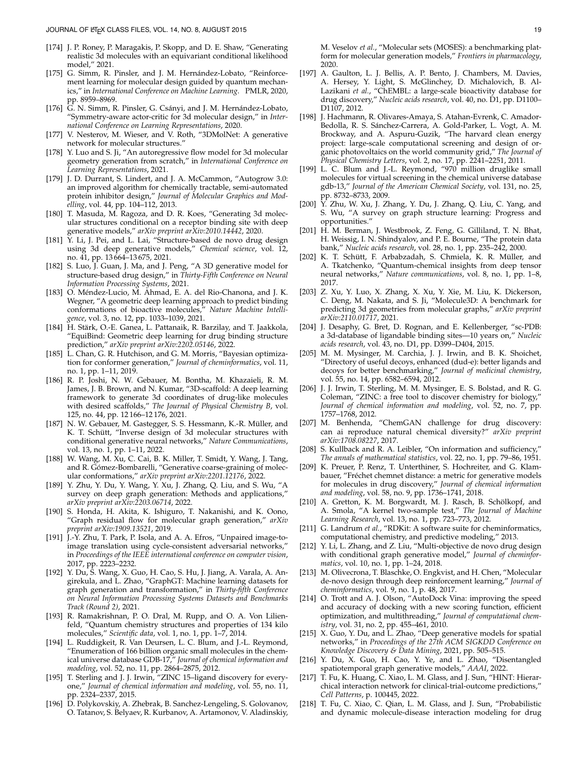[174] J. P. Roney, P. Maragakis, P. Skopp, and D. E. Shaw, "Generating realistic 3d molecules with an equivariant conditional likelihood model," 2021.

[175] G. Simm, R. Pinsler, and J. M. Hernández-Lobato, "Reinforcement learning for molecular design guided by quantum mechanics," in *International Conference on Machine Learning*. PMLR, 2020, pp. 8959–8969.

[176] G. N. Simm, R. Pinsler, G. Csányi, and J. M. Hernández-Lobato, "Symmetry-aware actor-critic for 3d molecular design," in *International Conference on Learning Representations*, 2020.

[177] V. Nesterov, M. Wieser, and V. Roth, "3DMolNet: A generative network for molecular structures."

[178] Y. Luo and S. Ji, "An autoregressive flow model for 3d molecular geometry generation from scratch," in *International Conference on Learning Representations*, 2021.

[179] J. D. Durrant, S. Lindert, and J. A. McCammon, "Autogrow 3.0: an improved algorithm for chemically tractable, semi-automated protein inhibitor design," *Journal of Molecular Graphics and Modelling*, vol. 44, pp. 104–112, 2013.

[180] T. Masuda, M. Ragoza, and D. R. Koes, "Generating 3d molecular structures conditional on a receptor binding site with deep generative models," *arXiv preprint arXiv:2010.14442*, 2020.

[181] Y. Li, J. Pei, and L. Lai, "Structure-based de novo drug design using 3d deep generative models," *Chemical science*, vol. 12, no. 41, pp. 13 664–13 675, 2021.

[182] S. Luo, J. Guan, J. Ma, and J. Peng, "A 3D generative model for structure-based drug design," in *Thirty-Fifth Conference on Neural Information Processing Systems*, 2021.

[183] O. Méndez-Lucio, M. Ahmad, E. A. del Rio-Chanona, and J. K. Wegner, "A geometric deep learning approach to predict binding conformations of bioactive molecules," *Nature Machine Intelligence*, vol. 3, no. 12, pp. 1033–1039, 2021.

[184] H. Stärk, O.-E. Ganea, L. Pattanaik, R. Barzilay, and T. Jaakkola, "EquiBind: Geometric deep learning for drug binding structure prediction," *arXiv preprint arXiv:2202.05146*, 2022.

[185] L. Chan, G. R. Hutchison, and G. M. Morris, "Bayesian optimization for conformer generation," *Journal of cheminformatics*, vol. 11, no. 1, pp. 1–11, 2019.

[186] R. P. Joshi, N. W. Gebauer, M. Bontha, M. Khazaieli, R. M. James, J. B. Brown, and N. Kumar, "3D-scaffold: A deep learning framework to generate 3d coordinates of drug-like molecules with desired scaffolds," *The Journal of Physical Chemistry B*, vol. 125, no. 44, pp. 12 166–12 176, 2021.

[187] N. W. Gebauer, M. Gastegger, S. S. Hessmann, K.-R. Müller, and K. T. Schütt, "Inverse design of 3d molecular structures with conditional generative neural networks," *Nature Communications*, vol. 13, no. 1, pp. 1–11, 2022.

[188] W. Wang, M. Xu, C. Cai, B. K. Miller, T. Smidt, Y. Wang, J. Tang, and R. Gómez-Bombarelli, "Generative coarse-graining of molecular conformations," *arXiv preprint arXiv:2201.12176*, 2022.

[189] Y. Zhu, Y. Du, Y. Wang, Y. Xu, J. Zhang, Q. Liu, and S. Wu, "A survey on deep graph generation: Methods and applications," *arXiv preprint arXiv:2203.06714*, 2022.

[190] S. Honda, H. Akita, K. Ishiguro, T. Nakanishi, and K. Oono, "Graph residual flow for molecular graph generation," *arXiv preprint arXiv:1909.13521*, 2019.

[191] J.-Y. Zhu, T. Park, P. Isola, and A. A. Efros, "Unpaired image-to-image translation using cycle-consistent adversarial networks," in *Proceedings of the IEEE international conference on computer vision*, 2017, pp. 2223–2232.

[192] Y. Du, S. Wang, X. Guo, H. Cao, S. Hu, J. Jiang, A. Varala, A. Angirekula, and L. Zhao, "GraphGT: Machine learning datasets for graph generation and transformation," in *Thirty-fifth Conference on Neural Information Processing Systems Datasets and Benchmarks Track (Round 2)*, 2021.

[193] R. Ramakrishnan, P. O. Dral, M. Rupp, and O. A. Von Lilienfeld, "Quantum chemistry structures and properties of 134 kilo molecules," *Scientific data*, vol. 1, no. 1, pp. 1–7, 2014.

[194] L. Ruddigkeit, R. Van Deursen, L. C. Blum, and J.-L. Reymond, "Enumeration of 166 billion organic small molecules in the chemical universe database GDB-17," *Journal of chemical information and modeling*, vol. 52, no. 11, pp. 2864–2875, 2012.

[195] T. Sterling and J. J. Irwin, "ZINC 15–ligand discovery for everyone," *Journal of chemical information and modeling*, vol. 55, no. 11, pp. 2324–2337, 2015.

[196] D. Polykovskiy, A. Zhebrak, B. Sanchez-Lengeling, S. Golovanov, O. Tatanov, S. Belyaev, R. Kurbanov, A. Artamonov, V. Aladinskiy, M. Veselov *et al.*, "Molecular sets (MOSES): a benchmarking platform for molecular generation models," *Frontiers in pharmacology*, 2020.

[197] A. Gaulton, L. J. Bellis, A. P. Bento, J. Chambers, M. Davies, A. Hersey, Y. Light, S. McGlinchey, D. Michalovich, B. Al-Lazikani *et al.*, "ChEMBL: a large-scale bioactivity database for drug discovery," *Nucleic acids research*, vol. 40, no. D1, pp. D1100–D1107, 2012.

[198] J. Hachmann, R. Olivares-Amaya, S. Atahan-Evrenk, C. Amador-Bedolla, R. S. Sánchez-Carrera, A. Gold-Parker, L. Vogt, A. M. Brockway, and A. Aspuru-Guzik, "The harvard clean energy project: large-scale computational screening and design of organic photovoltaics on the world community grid," *The Journal of Physical Chemistry Letters*, vol. 2, no. 17, pp. 2241–2251, 2011.

[199] L. C. Blum and J.-L. Reymond, "970 million druglike small molecules for virtual screening in the chemical universe database gdb-13," *Journal of the American Chemical Society*, vol. 131, no. 25, pp. 8732–8733, 2009.

[200] Y. Zhu, W. Xu, J. Zhang, Y. Du, J. Zhang, Q. Liu, C. Yang, and S. Wu, "A survey on graph structure learning: Progress and opportunities."

[201] H. M. Berman, J. Westbrook, Z. Feng, G. Gilliland, T. N. Bhat, H. Weissig, I. N. Shindyalov, and P. E. Bourne, "The protein data bank," *Nucleic acids research*, vol. 28, no. 1, pp. 235–242, 2000.

[202] K. T. Schütt, F. Arbabzadah, S. Chmiela, K. R. Müller, and A. Tkatchenko, "Quantum-chemical insights from deep tensor neural networks," *Nature communications*, vol. 8, no. 1, pp. 1–8, 2017.

[203] Z. Xu, Y. Luo, X. Zhang, X. Xu, Y. Xie, M. Liu, K. Dickerson, C. Deng, M. Nakata, and S. Ji, "Molecule3D: A benchmark for predicting 3d geometries from molecular graphs," *arXiv preprint arXiv:2110.01717*, 2021.

[204] J. Desaphy, G. Bret, D. Rognan, and E. Kellenberger, "sc-PDB: a 3d-database of ligandable binding sites—10 years on," *Nucleic acids research*, vol. 43, no. D1, pp. D399–D404, 2015.

[205] M. M. Mysinger, M. Carchia, J. J. Irwin, and B. K. Shoichet, "Directory of useful decoys, enhanced (dud-e): better ligands and decoys for better benchmarking," *Journal of medicinal chemistry*, vol. 55, no. 14, pp. 6582–6594, 2012.

[206] J. J. Irwin, T. Sterling, M. M. Mysinger, E. S. Bolstad, and R. G. Coleman, "ZINC: a free tool to discover chemistry for biology," *Journal of chemical information and modeling*, vol. 52, no. 7, pp. 1757–1768, 2012.

[207] M. Benhenda, "ChemGAN challenge for drug discovery: can ai reproduce natural chemical diversity?" *arXiv preprint arXiv:1708.08227*, 2017.

[208] S. Kullback and R. A. Leibler, "On information and sufficiency," *The annals of mathematical statistics*, vol. 22, no. 1, pp. 79–86, 1951.

[209] K. Preuer, P. Renz, T. Unterthiner, S. Hochreiter, and G. Klambauer, "Fréchet chemnet distance: a metric for generative models for molecules in drug discovery," *Journal of chemical information and modeling*, vol. 58, no. 9, pp. 1736–1741, 2018.

[210] A. Gretton, K. M. Borgwardt, M. J. Rasch, B. Schölkopf, and A. Smola, "A kernel two-sample test," *The Journal of Machine Learning Research*, vol. 13, no. 1, pp. 723–773, 2012.

[211] G. Landrum *et al.*, "RDKit: A software suite for cheminformatics, computational chemistry, and predictive modeling," 2013.

[212] Y. Li, L. Zhang, and Z. Liu, "Multi-objective de novo drug design with conditional graph generative model," *Journal of cheminformatics*, vol. 10, no. 1, pp. 1–24, 2018.

[213] M. Olivecrona, T. Blaschke, O. Engkvist, and H. Chen, "Molecular de-novo design through deep reinforcement learning," *Journal of cheminformatics*, vol. 9, no. 1, p. 48, 2017.

[214] O. Trott and A. J. Olson, "AutoDock Vina: improving the speed and accuracy of docking with a new scoring function, efficient optimization, and multithreading," *Journal of computational chemistry*, vol. 31, no. 2, pp. 455–461, 2010.

[215] X. Guo, Y. Du, and L. Zhao, "Deep generative models for spatial networks," in *Proceedings of the 27th ACM SIGKDD Conference on Knowledge Discovery & Data Mining*, 2021, pp. 505–515.

[216] Y. Du, X. Guo, H. Cao, Y. Ye, and L. Zhao, "Disentangled spatiotemporal graph generative models," *AAAI*, 2022.

[217] T. Fu, K. Huang, C. Xiao, L. M. Glass, and J. Sun, "HINT: Hierarchical interaction network for clinical-trial-outcome predictions," *Cell Patterns*, p. 100445, 2022.

[218] T. Fu, C. Xiao, C. Qian, L. M. Glass, and J. Sun, "Probabilistic and dynamic molecule-disease interaction modeling for drug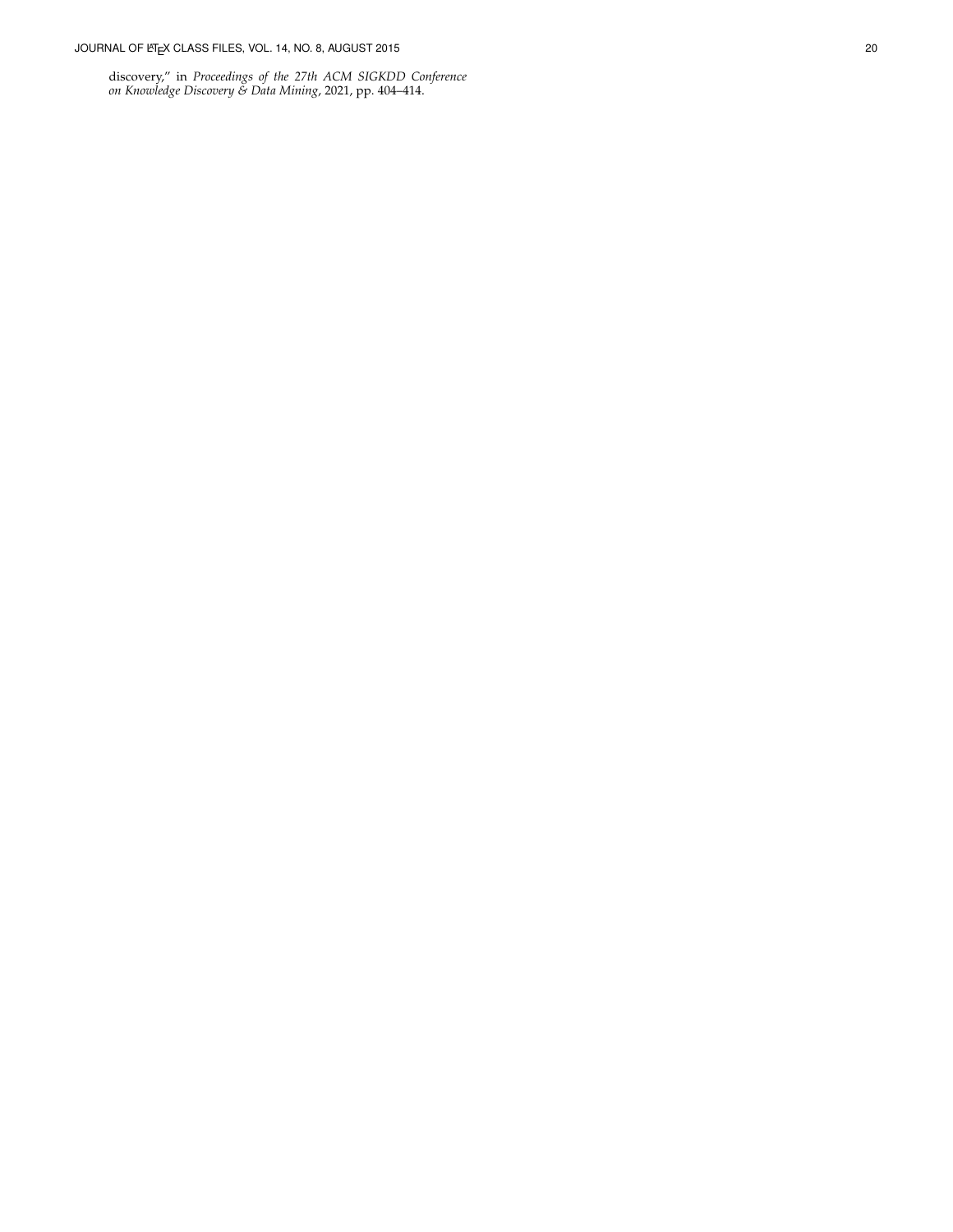discovery," in *Proceedings of the 27th ACM SIGKDD Conference on Knowledge Discovery & Data Mining*, 2021, pp. 404–414.